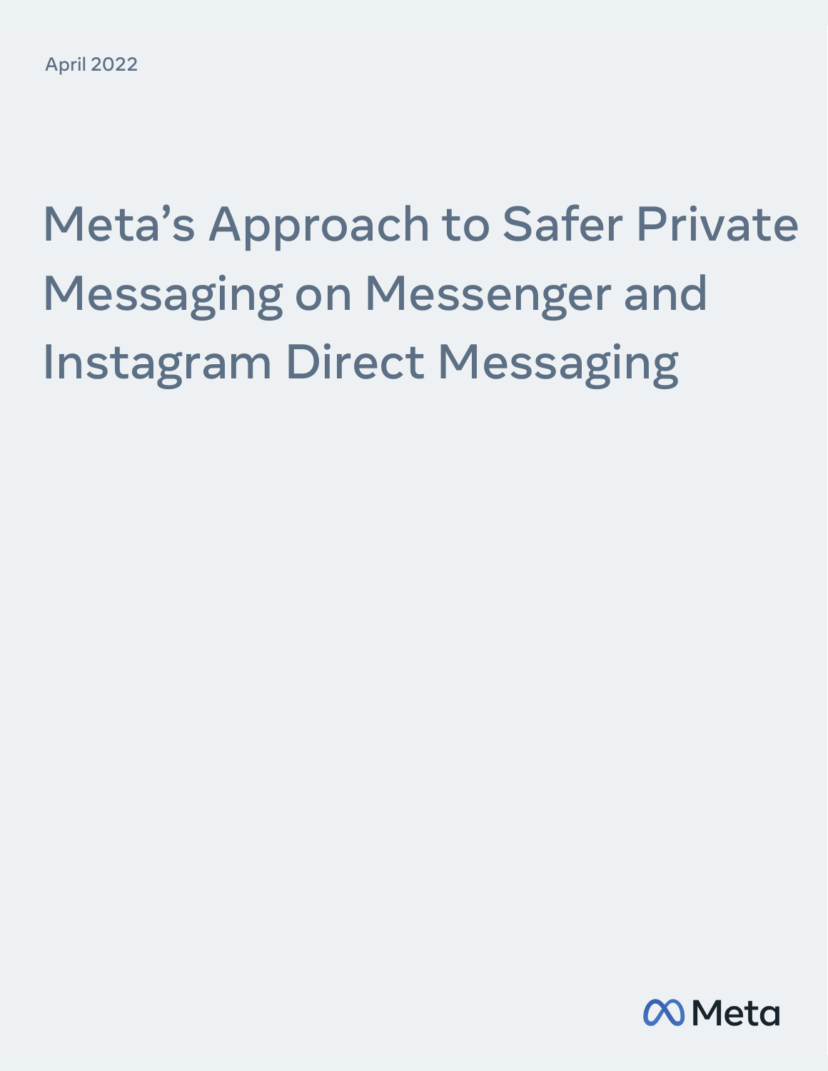April 2022

# Meta's Approach to Safer Private Messaging on Messenger and Instagram Direct Messaging

Meta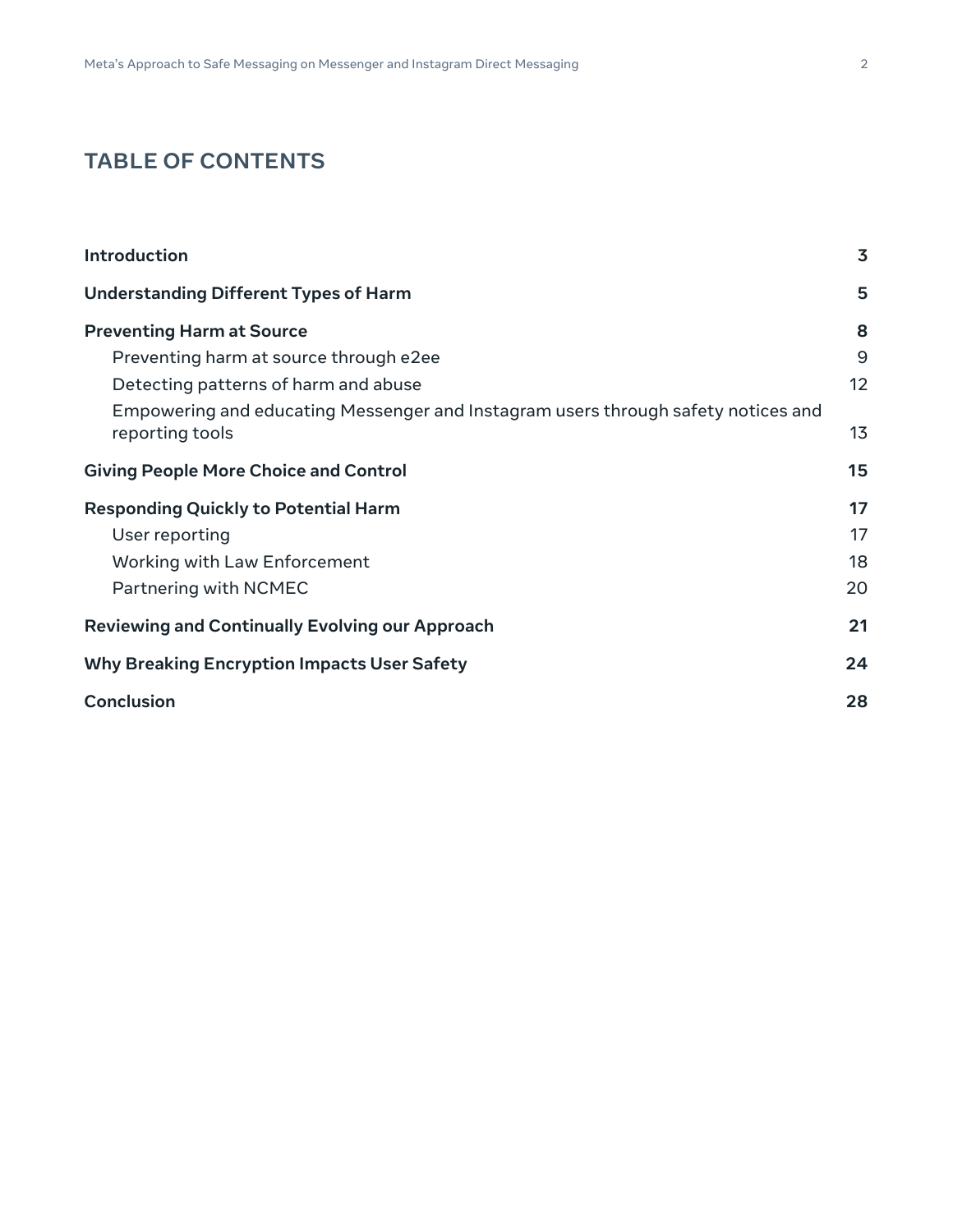# TABLE OF CONTENTS

| | |
|---|---|
| **Introduction** | **3** |
| **Understanding Different Types of Harm** | **5** |
| **Preventing Harm at Source** | **8** |
| Preventing harm at source through e2ee | 9 |
| Detecting patterns of harm and abuse | 12 |
| Empowering and educating Messenger and Instagram users through safety notices and reporting tools | 13 |
| **Giving People More Choice and Control** | **15** |
| **Responding Quickly to Potential Harm** | **17** |
| User reporting | 17 |
| Working with Law Enforcement | 18 |
| Partnering with NCMEC | 20 |
| **Reviewing and Continually Evolving our Approach** | **21** |
| **Why Breaking Encryption Impacts User Safety** | **24** |
| **Conclusion** | **28** |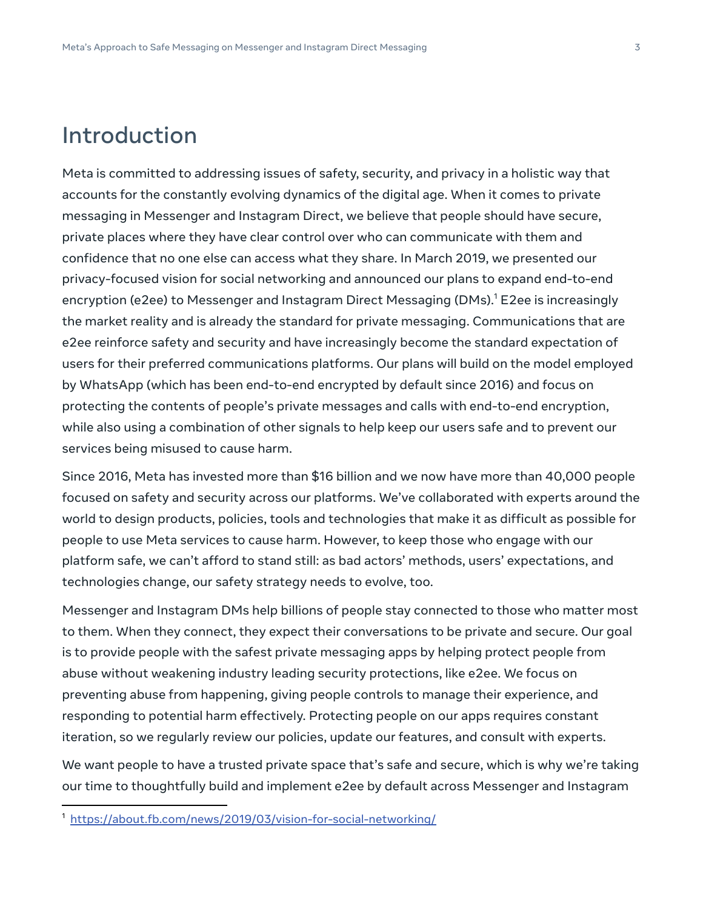# Introduction

Meta is committed to addressing issues of safety, security, and privacy in a holistic way that accounts for the constantly evolving dynamics of the digital age. When it comes to private messaging in Messenger and Instagram Direct, we believe that people should have secure, private places where they have clear control over who can communicate with them and confidence that no one else can access what they share. In March 2019, we presented our privacy-focused vision for social networking and announced our plans to expand end-to-end encryption (e2ee) to Messenger and Instagram Direct Messaging (DMs).[1] E2ee is increasingly the market reality and is already the standard for private messaging. Communications that are e2ee reinforce safety and security and have increasingly become the standard expectation of users for their preferred communications platforms. Our plans will build on the model employed by WhatsApp (which has been end-to-end encrypted by default since 2016) and focus on protecting the contents of people's private messages and calls with end-to-end encryption, while also using a combination of other signals to help keep our users safe and to prevent our services being misused to cause harm.

Since 2016, Meta has invested more than $16 billion and we now have more than 40,000 people focused on safety and security across our platforms. We've collaborated with experts around the world to design products, policies, tools and technologies that make it as difficult as possible for people to use Meta services to cause harm. However, to keep those who engage with our platform safe, we can't afford to stand still: as bad actors' methods, users' expectations, and technologies change, our safety strategy needs to evolve, too.

Messenger and Instagram DMs help billions of people stay connected to those who matter most to them. When they connect, they expect their conversations to be private and secure. Our goal is to provide people with the safest private messaging apps by helping protect people from abuse without weakening industry leading security protections, like e2ee. We focus on preventing abuse from happening, giving people controls to manage their experience, and responding to potential harm effectively. Protecting people on our apps requires constant iteration, so we regularly review our policies, update our features, and consult with experts.

We want people to have a trusted private space that's safe and secure, which is why we're taking our time to thoughtfully build and implement e2ee by default across Messenger and Instagram

[1] https://about.fb.com/news/2019/03/vision-for-social-networking/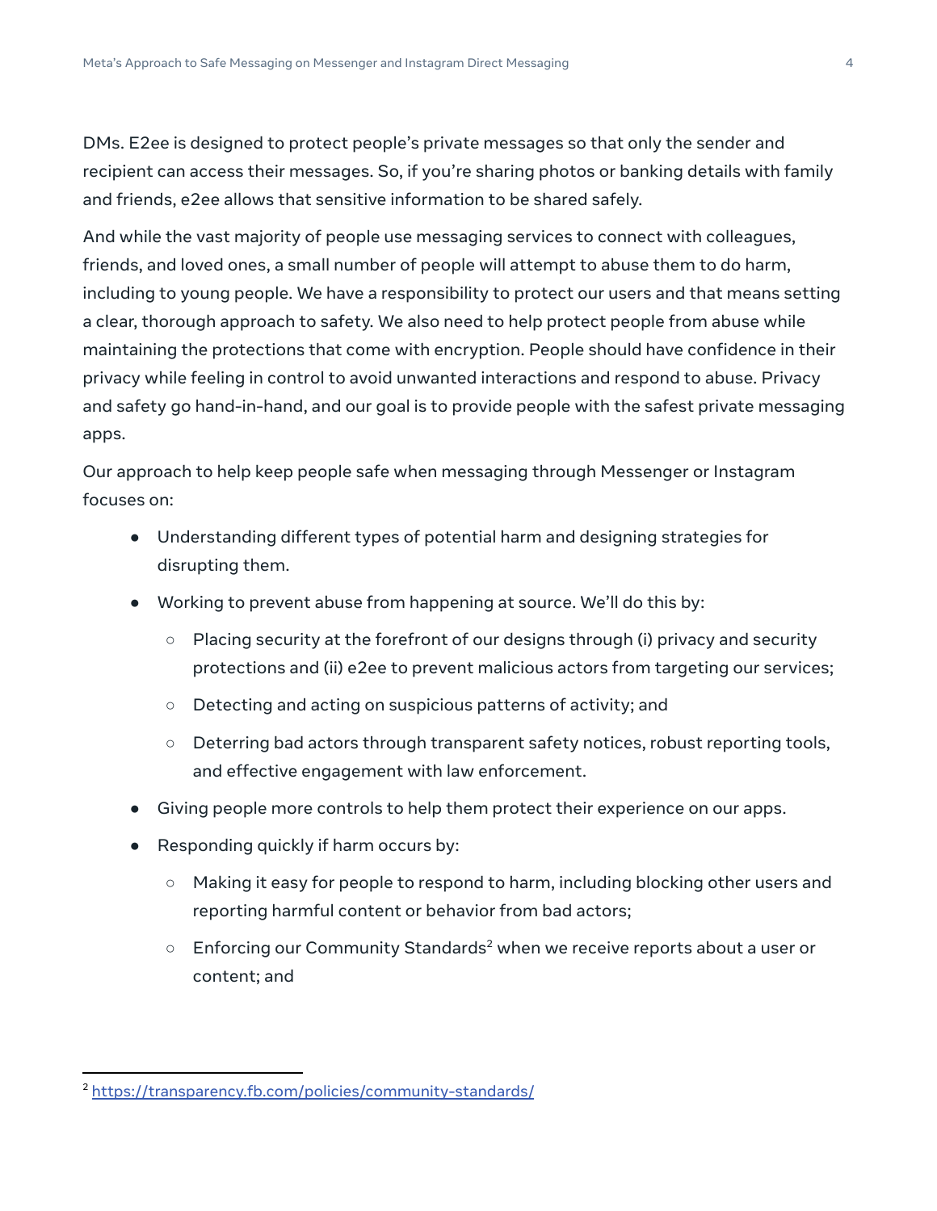DMs. E2ee is designed to protect people's private messages so that only the sender and recipient can access their messages. So, if you're sharing photos or banking details with family and friends, e2ee allows that sensitive information to be shared safely.

And while the vast majority of people use messaging services to connect with colleagues, friends, and loved ones, a small number of people will attempt to abuse them to do harm, including to young people. We have a responsibility to protect our users and that means setting a clear, thorough approach to safety. We also need to help protect people from abuse while maintaining the protections that come with encryption. People should have confidence in their privacy while feeling in control to avoid unwanted interactions and respond to abuse. Privacy and safety go hand-in-hand, and our goal is to provide people with the safest private messaging apps.

Our approach to help keep people safe when messaging through Messenger or Instagram focuses on:

- Understanding different types of potential harm and designing strategies for disrupting them.
- Working to prevent abuse from happening at source. We'll do this by:
  - Placing security at the forefront of our designs through (i) privacy and security protections and (ii) e2ee to prevent malicious actors from targeting our services;
  - Detecting and acting on suspicious patterns of activity; and
  - Deterring bad actors through transparent safety notices, robust reporting tools, and effective engagement with law enforcement.
- Giving people more controls to help them protect their experience on our apps.
- Responding quickly if harm occurs by:
  - Making it easy for people to respond to harm, including blocking other users and reporting harmful content or behavior from bad actors;
  - Enforcing our Community Standards[2] when we receive reports about a user or content; and

[2] https://transparency.fb.com/policies/community-standards/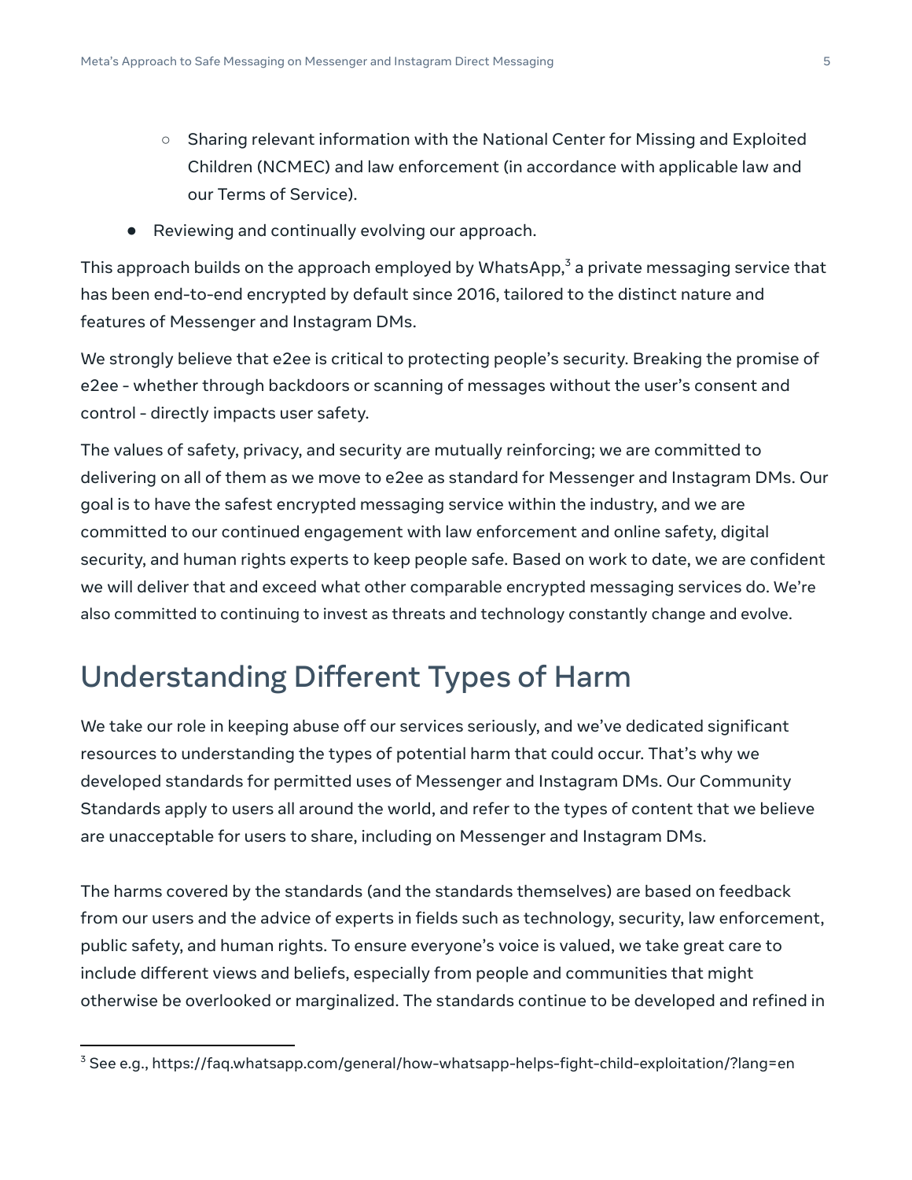- Sharing relevant information with the National Center for Missing and Exploited Children (NCMEC) and law enforcement (in accordance with applicable law and our Terms of Service).
- Reviewing and continually evolving our approach.

This approach builds on the approach employed by WhatsApp,[3] a private messaging service that has been end-to-end encrypted by default since 2016, tailored to the distinct nature and features of Messenger and Instagram DMs.

We strongly believe that e2ee is critical to protecting people's security. Breaking the promise of e2ee - whether through backdoors or scanning of messages without the user's consent and control - directly impacts user safety.

The values of safety, privacy, and security are mutually reinforcing; we are committed to delivering on all of them as we move to e2ee as standard for Messenger and Instagram DMs. Our goal is to have the safest encrypted messaging service within the industry, and we are committed to our continued engagement with law enforcement and online safety, digital security, and human rights experts to keep people safe. Based on work to date, we are confident we will deliver that and exceed what other comparable encrypted messaging services do. We're also committed to continuing to invest as threats and technology constantly change and evolve.

# Understanding Different Types of Harm

We take our role in keeping abuse off our services seriously, and we've dedicated significant resources to understanding the types of potential harm that could occur. That's why we developed standards for permitted uses of Messenger and Instagram DMs. Our Community Standards apply to users all around the world, and refer to the types of content that we believe are unacceptable for users to share, including on Messenger and Instagram DMs.

The harms covered by the standards (and the standards themselves) are based on feedback from our users and the advice of experts in fields such as technology, security, law enforcement, public safety, and human rights. To ensure everyone's voice is valued, we take great care to include different views and beliefs, especially from people and communities that might otherwise be overlooked or marginalized. The standards continue to be developed and refined in

---

[3] See e.g., https://faq.whatsapp.com/general/how-whatsapp-helps-fight-child-exploitation/?lang=en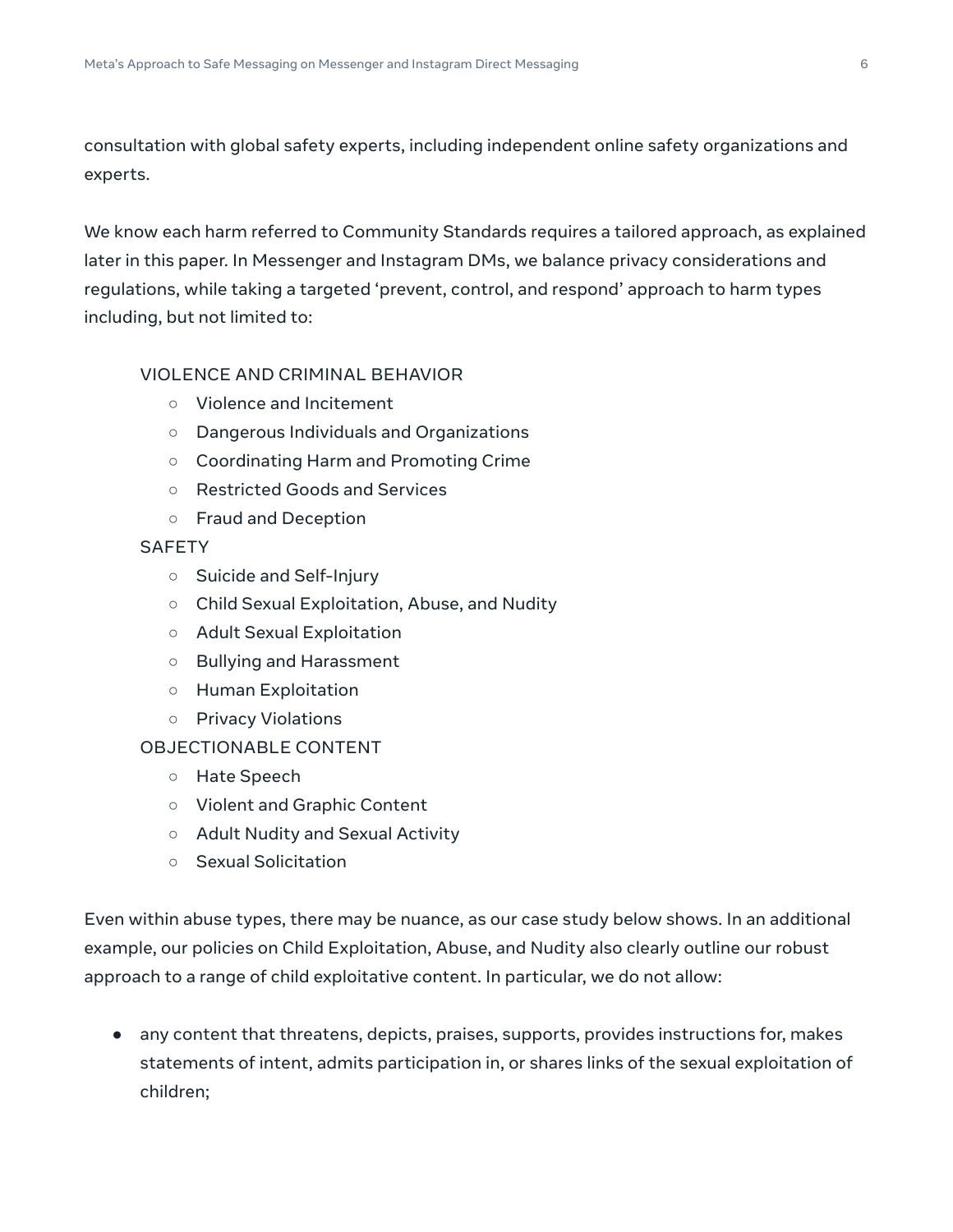consultation with global safety experts, including independent online safety organizations and experts.

We know each harm referred to Community Standards requires a tailored approach, as explained later in this paper. In Messenger and Instagram DMs, we balance privacy considerations and regulations, while taking a targeted 'prevent, control, and respond' approach to harm types including, but not limited to:

VIOLENCE AND CRIMINAL BEHAVIOR

- Violence and Incitement
- Dangerous Individuals and Organizations
- Coordinating Harm and Promoting Crime
- Restricted Goods and Services
- Fraud and Deception

SAFETY

- Suicide and Self-Injury
- Child Sexual Exploitation, Abuse, and Nudity
- Adult Sexual Exploitation
- Bullying and Harassment
- Human Exploitation
- Privacy Violations

OBJECTIONABLE CONTENT

- Hate Speech
- Violent and Graphic Content
- Adult Nudity and Sexual Activity
- Sexual Solicitation

Even within abuse types, there may be nuance, as our case study below shows. In an additional example, our policies on Child Exploitation, Abuse, and Nudity also clearly outline our robust approach to a range of child exploitative content. In particular, we do not allow:

- any content that threatens, depicts, praises, supports, provides instructions for, makes statements of intent, admits participation in, or shares links of the sexual exploitation of children;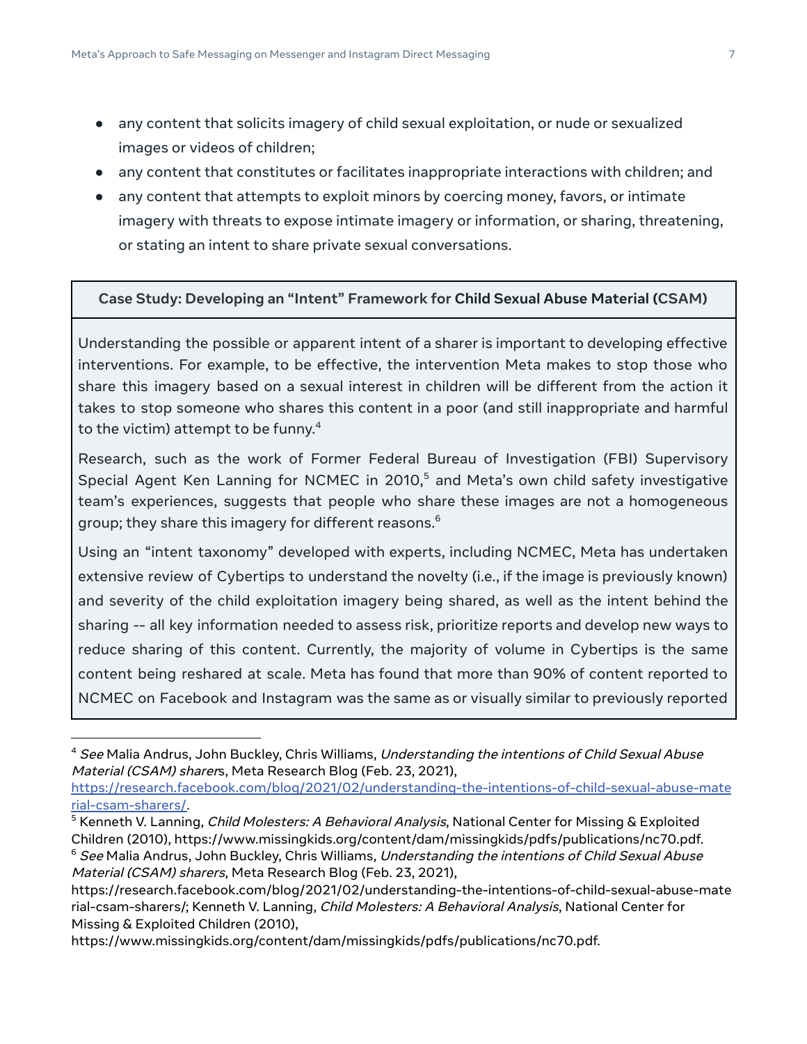- any content that solicits imagery of child sexual exploitation, or nude or sexualized images or videos of children;
- any content that constitutes or facilitates inappropriate interactions with children; and
- any content that attempts to exploit minors by coercing money, favors, or intimate imagery with threats to expose intimate imagery or information, or sharing, threatening, or stating an intent to share private sexual conversations.

| **Case Study: Developing an "Intent" Framework for Child Sexual Abuse Material (CSAM)** |
|---|
| Understanding the possible or apparent intent of a sharer is important to developing effective interventions. For example, to be effective, the intervention Meta makes to stop those who share this imagery based on a sexual interest in children will be different from the action it takes to stop someone who shares this content in a poor (and still inappropriate and harmful to the victim) attempt to be funny.[4]<br><br>Research, such as the work of Former Federal Bureau of Investigation (FBI) Supervisory Special Agent Ken Lanning for NCMEC in 2010,[5] and Meta's own child safety investigative team's experiences, suggests that people who share these images are not a homogeneous group; they share this imagery for different reasons.[6]<br><br>Using an "intent taxonomy" developed with experts, including NCMEC, Meta has undertaken extensive review of Cybertips to understand the novelty (i.e., if the image is previously known) and severity of the child exploitation imagery being shared, as well as the intent behind the sharing -- all key information needed to assess risk, prioritize reports and develop new ways to reduce sharing of this content. Currently, the majority of volume in Cybertips is the same content being reshared at scale. Meta has found that more than 90% of content reported to NCMEC on Facebook and Instagram was the same as or visually similar to previously reported |

[4] *See* Malia Andrus, John Buckley, Chris Williams, *Understanding the intentions of Child Sexual Abuse Material (CSAM) sharers*, Meta Research Blog (Feb. 23, 2021), https://research.facebook.com/blog/2021/02/understanding-the-intentions-of-child-sexual-abuse-material-csam-sharers/.

[5] Kenneth V. Lanning, *Child Molesters: A Behavioral Analysis*, National Center for Missing & Exploited Children (2010), https://www.missingkids.org/content/dam/missingkids/pdfs/publications/nc70.pdf.

[6] *See* Malia Andrus, John Buckley, Chris Williams, *Understanding the intentions of Child Sexual Abuse Material (CSAM) sharers*, Meta Research Blog (Feb. 23, 2021), https://research.facebook.com/blog/2021/02/understanding-the-intentions-of-child-sexual-abuse-material-csam-sharers/; Kenneth V. Lanning, *Child Molesters: A Behavioral Analysis*, National Center for Missing & Exploited Children (2010), https://www.missingkids.org/content/dam/missingkids/pdfs/publications/nc70.pdf.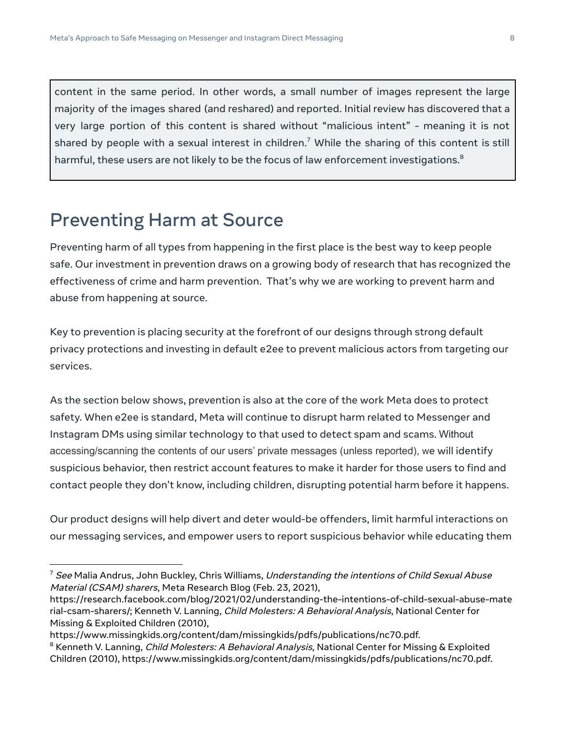content in the same period. In other words, a small number of images represent the large majority of the images shared (and reshared) and reported. Initial review has discovered that a very large portion of this content is shared without "malicious intent" - meaning it is not shared by people with a sexual interest in children.[7] While the sharing of this content is still harmful, these users are not likely to be the focus of law enforcement investigations.[8]

## Preventing Harm at Source

Preventing harm of all types from happening in the first place is the best way to keep people safe. Our investment in prevention draws on a growing body of research that has recognized the effectiveness of crime and harm prevention. That's why we are working to prevent harm and abuse from happening at source.

Key to prevention is placing security at the forefront of our designs through strong default privacy protections and investing in default e2ee to prevent malicious actors from targeting our services.

As the section below shows, prevention is also at the core of the work Meta does to protect safety. When e2ee is standard, Meta will continue to disrupt harm related to Messenger and Instagram DMs using similar technology to that used to detect spam and scams. Without accessing/scanning the contents of our users' private messages (unless reported), we will identify suspicious behavior, then restrict account features to make it harder for those users to find and contact people they don't know, including children, disrupting potential harm before it happens.

Our product designs will help divert and deter would-be offenders, limit harmful interactions on our messaging services, and empower users to report suspicious behavior while educating them

---

[7] *See* Malia Andrus, John Buckley, Chris Williams, *Understanding the intentions of Child Sexual Abuse Material (CSAM) sharers*, Meta Research Blog (Feb. 23, 2021), https://research.facebook.com/blog/2021/02/understanding-the-intentions-of-child-sexual-abuse-material-csam-sharers/; Kenneth V. Lanning, *Child Molesters: A Behavioral Analysis*, National Center for Missing & Exploited Children (2010), https://www.missingkids.org/content/dam/missingkids/pdfs/publications/nc70.pdf.

[8] Kenneth V. Lanning, *Child Molesters: A Behavioral Analysis*, National Center for Missing & Exploited Children (2010), https://www.missingkids.org/content/dam/missingkids/pdfs/publications/nc70.pdf.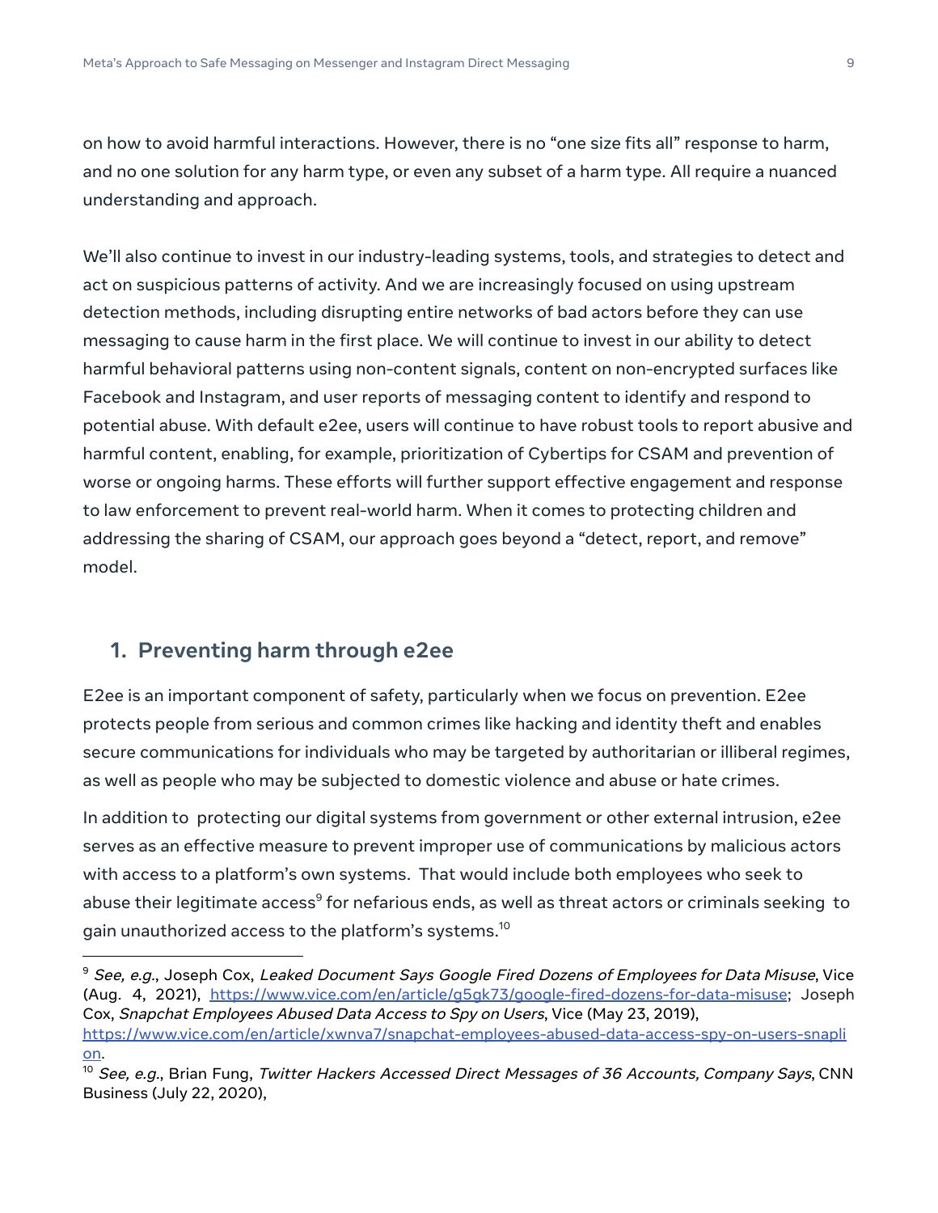on how to avoid harmful interactions. However, there is no "one size fits all" response to harm, and no one solution for any harm type, or even any subset of a harm type. All require a nuanced understanding and approach.

We'll also continue to invest in our industry-leading systems, tools, and strategies to detect and act on suspicious patterns of activity. And we are increasingly focused on using upstream detection methods, including disrupting entire networks of bad actors before they can use messaging to cause harm in the first place. We will continue to invest in our ability to detect harmful behavioral patterns using non-content signals, content on non-encrypted surfaces like Facebook and Instagram, and user reports of messaging content to identify and respond to potential abuse. With default e2ee, users will continue to have robust tools to report abusive and harmful content, enabling, for example, prioritization of Cybertips for CSAM and prevention of worse or ongoing harms. These efforts will further support effective engagement and response to law enforcement to prevent real-world harm. When it comes to protecting children and addressing the sharing of CSAM, our approach goes beyond a "detect, report, and remove" model.

## 1. Preventing harm through e2ee

E2ee is an important component of safety, particularly when we focus on prevention. E2ee protects people from serious and common crimes like hacking and identity theft and enables secure communications for individuals who may be targeted by authoritarian or illiberal regimes, as well as people who may be subjected to domestic violence and abuse or hate crimes.

In addition to protecting our digital systems from government or other external intrusion, e2ee serves as an effective measure to prevent improper use of communications by malicious actors with access to a platform's own systems. That would include both employees who seek to abuse their legitimate access[9] for nefarious ends, as well as threat actors or criminals seeking to gain unauthorized access to the platform's systems.[10]

---

[9] *See, e.g.*, Joseph Cox, *Leaked Document Says Google Fired Dozens of Employees for Data Misuse*, Vice (Aug. 4, 2021), https://www.vice.com/en/article/g5gk73/google-fired-dozens-for-data-misuse; Joseph Cox, *Snapchat Employees Abused Data Access to Spy on Users*, Vice (May 23, 2019), https://www.vice.com/en/article/xwnva7/snapchat-employees-abused-data-access-spy-on-users-snapchat.

[10] *See, e.g.*, Brian Fung, *Twitter Hackers Accessed Direct Messages of 36 Accounts, Company Says*, CNN Business (July 22, 2020),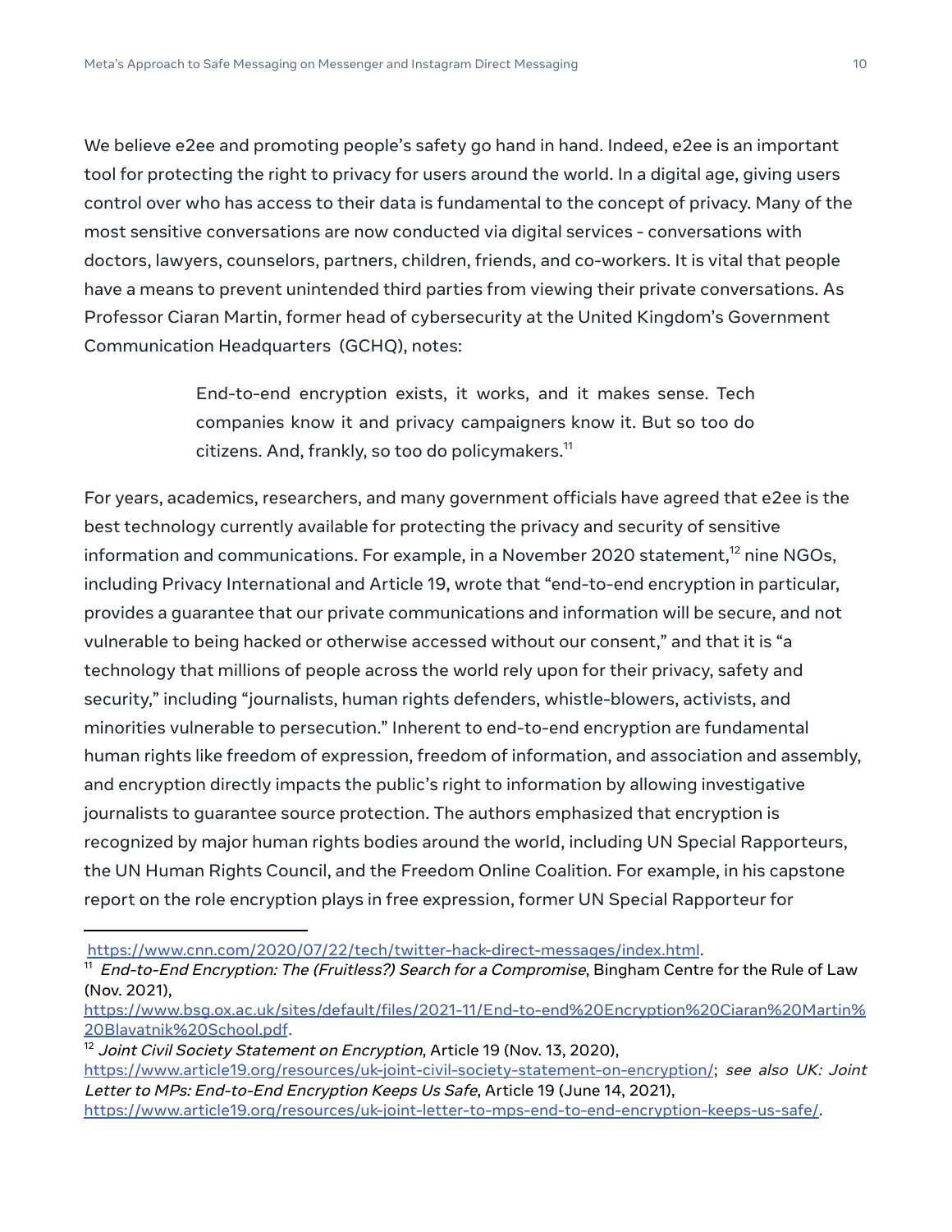We believe e2ee and promoting people's safety go hand in hand. Indeed, e2ee is an important tool for protecting the right to privacy for users around the world. In a digital age, giving users control over who has access to their data is fundamental to the concept of privacy. Many of the most sensitive conversations are now conducted via digital services - conversations with doctors, lawyers, counselors, partners, children, friends, and co-workers. It is vital that people have a means to prevent unintended third parties from viewing their private conversations. As Professor Ciaran Martin, former head of cybersecurity at the United Kingdom's Government Communication Headquarters (GCHQ), notes:

> End-to-end encryption exists, it works, and it makes sense. Tech companies know it and privacy campaigners know it. But so too do citizens. And, frankly, so too do policymakers.[11]

For years, academics, researchers, and many government officials have agreed that e2ee is the best technology currently available for protecting the privacy and security of sensitive information and communications. For example, in a November 2020 statement,[12] nine NGOs, including Privacy International and Article 19, wrote that "end-to-end encryption in particular, provides a guarantee that our private communications and information will be secure, and not vulnerable to being hacked or otherwise accessed without our consent," and that it is "a technology that millions of people across the world rely upon for their privacy, safety and security," including "journalists, human rights defenders, whistle-blowers, activists, and minorities vulnerable to persecution." Inherent to end-to-end encryption are fundamental human rights like freedom of expression, freedom of information, and association and assembly, and encryption directly impacts the public's right to information by allowing investigative journalists to guarantee source protection. The authors emphasized that encryption is recognized by major human rights bodies around the world, including UN Special Rapporteurs, the UN Human Rights Council, and the Freedom Online Coalition. For example, in his capstone report on the role encryption plays in free expression, former UN Special Rapporteur for

---

https://www.cnn.com/2020/07/22/tech/twitter-hack-direct-messages/index.html.

[11] *End-to-End Encryption: The (Fruitless?) Search for a Compromise*, Bingham Centre for the Rule of Law (Nov. 2021), https://www.bsg.ox.ac.uk/sites/default/files/2021-11/End-to-end%20Encryption%20Ciaran%20Martin%20Blavatnik%20School.pdf.

[12] *Joint Civil Society Statement on Encryption*, Article 19 (Nov. 13, 2020), https://www.article19.org/resources/uk-joint-civil-society-statement-on-encryption/; *see also UK: Joint Letter to MPs: End-to-End Encryption Keeps Us Safe*, Article 19 (June 14, 2021), https://www.article19.org/resources/uk-joint-letter-to-mps-end-to-end-encryption-keeps-us-safe/.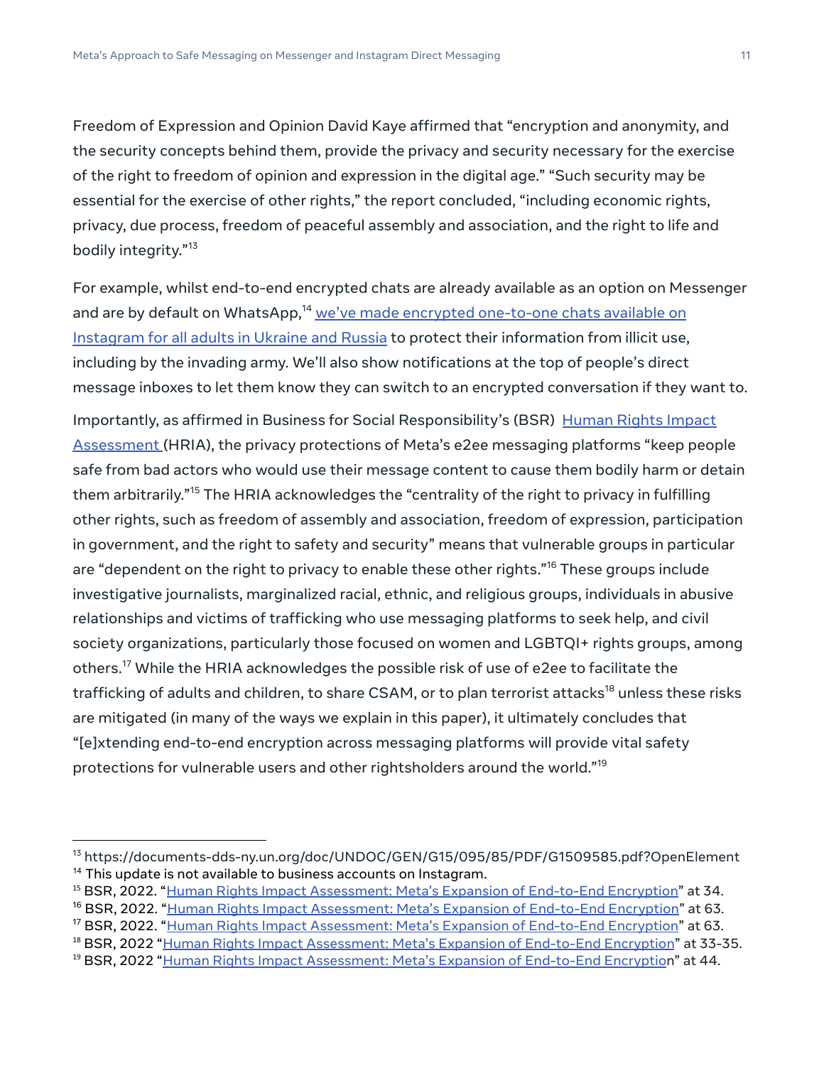Freedom of Expression and Opinion David Kaye affirmed that "encryption and anonymity, and the security concepts behind them, provide the privacy and security necessary for the exercise of the right to freedom of opinion and expression in the digital age." "Such security may be essential for the exercise of other rights," the report concluded, "including economic rights, privacy, due process, freedom of peaceful assembly and association, and the right to life and bodily integrity."[13]

For example, whilst end-to-end encrypted chats are already available as an option on Messenger and are by default on WhatsApp,[14] we've made encrypted one-to-one chats available on Instagram for all adults in Ukraine and Russia to protect their information from illicit use, including by the invading army. We'll also show notifications at the top of people's direct message inboxes to let them know they can switch to an encrypted conversation if they want to.

Importantly, as affirmed in Business for Social Responsibility's (BSR) Human Rights Impact Assessment (HRIA), the privacy protections of Meta's e2ee messaging platforms "keep people safe from bad actors who would use their message content to cause them bodily harm or detain them arbitrarily."[15] The HRIA acknowledges the "centrality of the right to privacy in fulfilling other rights, such as freedom of assembly and association, freedom of expression, participation in government, and the right to safety and security" means that vulnerable groups in particular are "dependent on the right to privacy to enable these other rights."[16] These groups include investigative journalists, marginalized racial, ethnic, and religious groups, individuals in abusive relationships and victims of trafficking who use messaging platforms to seek help, and civil society organizations, particularly those focused on women and LGBTQI+ rights groups, among others.[17] While the HRIA acknowledges the possible risk of use of e2ee to facilitate the trafficking of adults and children, to share CSAM, or to plan terrorist attacks[18] unless these risks are mitigated (in many of the ways we explain in this paper), it ultimately concludes that "[e]xtending end-to-end encryption across messaging platforms will provide vital safety protections for vulnerable users and other rightsholders around the world."[19]

---

[13] https://documents-dds-ny.un.org/doc/UNDOC/GEN/G15/095/85/PDF/G1509585.pdf?OpenElement

[14] This update is not available to business accounts on Instagram.

[15] BSR, 2022. "Human Rights Impact Assessment: Meta's Expansion of End-to-End Encryption" at 34.

[16] BSR, 2022. "Human Rights Impact Assessment: Meta's Expansion of End-to-End Encryption" at 63.

[17] BSR, 2022. "Human Rights Impact Assessment: Meta's Expansion of End-to-End Encryption" at 63.

[18] BSR, 2022 "Human Rights Impact Assessment: Meta's Expansion of End-to-End Encryption" at 33-35.

[19] BSR, 2022 "Human Rights Impact Assessment: Meta's Expansion of End-to-End Encryption" at 44.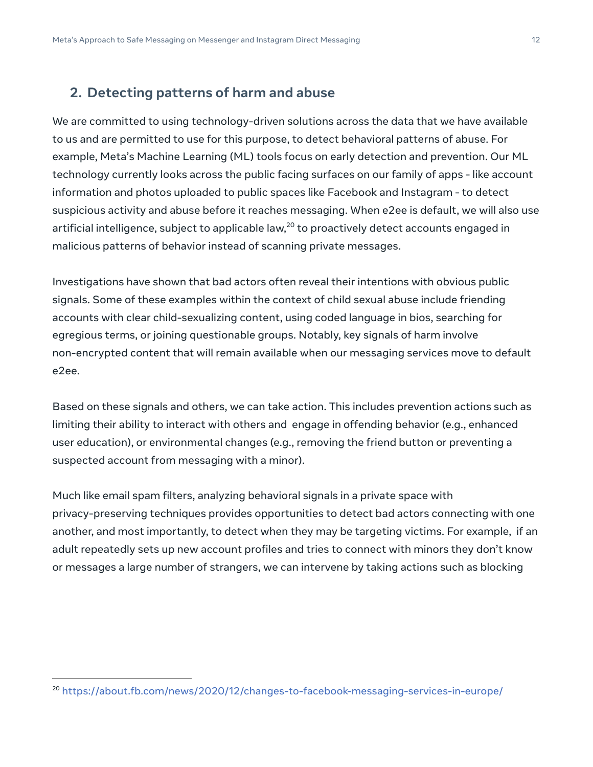## 2. Detecting patterns of harm and abuse

We are committed to using technology-driven solutions across the data that we have available to us and are permitted to use for this purpose, to detect behavioral patterns of abuse. For example, Meta's Machine Learning (ML) tools focus on early detection and prevention. Our ML technology currently looks across the public facing surfaces on our family of apps - like account information and photos uploaded to public spaces like Facebook and Instagram - to detect suspicious activity and abuse before it reaches messaging. When e2ee is default, we will also use artificial intelligence, subject to applicable law,[20] to proactively detect accounts engaged in malicious patterns of behavior instead of scanning private messages.

Investigations have shown that bad actors often reveal their intentions with obvious public signals. Some of these examples within the context of child sexual abuse include friending accounts with clear child-sexualizing content, using coded language in bios, searching for egregious terms, or joining questionable groups. Notably, key signals of harm involve non-encrypted content that will remain available when our messaging services move to default e2ee.

Based on these signals and others, we can take action. This includes prevention actions such as limiting their ability to interact with others and engage in offending behavior (e.g., enhanced user education), or environmental changes (e.g., removing the friend button or preventing a suspected account from messaging with a minor).

Much like email spam filters, analyzing behavioral signals in a private space with privacy-preserving techniques provides opportunities to detect bad actors connecting with one another, and most importantly, to detect when they may be targeting victims. For example, if an adult repeatedly sets up new account profiles and tries to connect with minors they don't know or messages a large number of strangers, we can intervene by taking actions such as blocking

[20] https://about.fb.com/news/2020/12/changes-to-facebook-messaging-services-in-europe/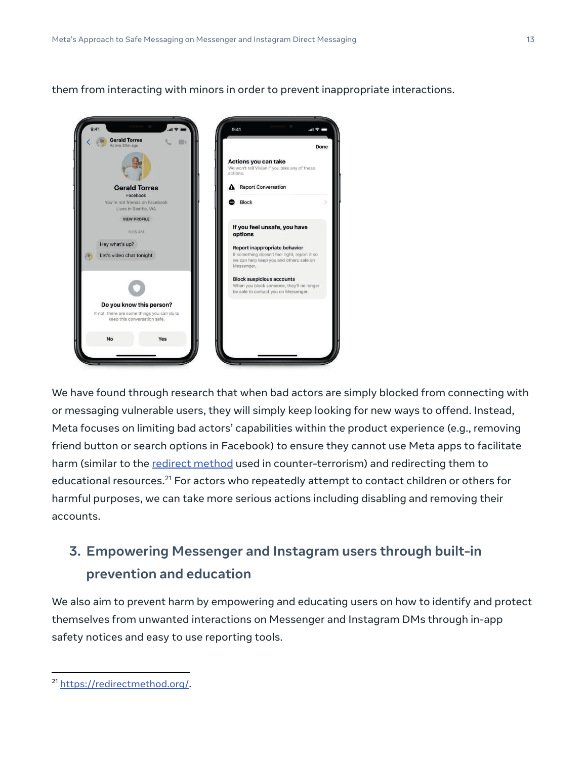them from interacting with minors in order to prevent inappropriate interactions.

We have found through research that when bad actors are simply blocked from connecting with or messaging vulnerable users, they will simply keep looking for new ways to offend. Instead, Meta focuses on limiting bad actors' capabilities within the product experience (e.g., removing friend button or search options in Facebook) to ensure they cannot use Meta apps to facilitate harm (similar to the redirect method used in counter-terrorism) and redirecting them to educational resources.[21] For actors who repeatedly attempt to contact children or others for harmful purposes, we can take more serious actions including disabling and removing their accounts.

## 3. Empowering Messenger and Instagram users through built-in prevention and education

We also aim to prevent harm by empowering and educating users on how to identify and protect themselves from unwanted interactions on Messenger and Instagram DMs through in-app safety notices and easy to use reporting tools.

[21] https://redirectmethod.org/.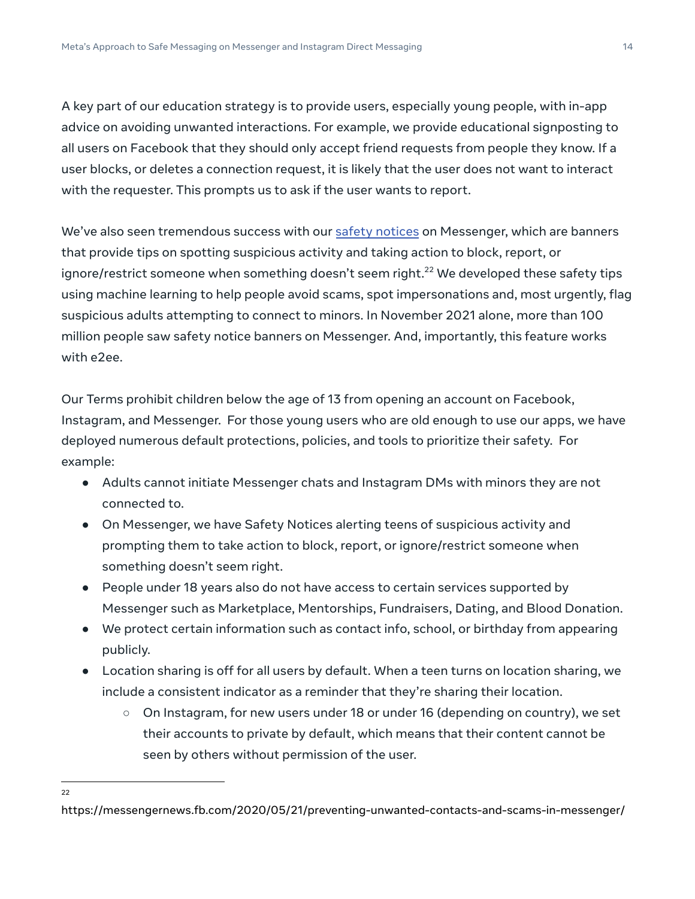A key part of our education strategy is to provide users, especially young people, with in-app advice on avoiding unwanted interactions. For example, we provide educational signposting to all users on Facebook that they should only accept friend requests from people they know. If a user blocks, or deletes a connection request, it is likely that the user does not want to interact with the requester. This prompts us to ask if the user wants to report.

We've also seen tremendous success with our [safety notices](https://messengernews.fb.com/2020/05/21/preventing-unwanted-contacts-and-scams-in-messenger/) on Messenger, which are banners that provide tips on spotting suspicious activity and taking action to block, report, or ignore/restrict someone when something doesn't seem right.[22] We developed these safety tips using machine learning to help people avoid scams, spot impersonations and, most urgently, flag suspicious adults attempting to connect to minors. In November 2021 alone, more than 100 million people saw safety notice banners on Messenger. And, importantly, this feature works with e2ee.

Our Terms prohibit children below the age of 13 from opening an account on Facebook, Instagram, and Messenger. For those young users who are old enough to use our apps, we have deployed numerous default protections, policies, and tools to prioritize their safety. For example:

- Adults cannot initiate Messenger chats and Instagram DMs with minors they are not connected to.
- On Messenger, we have Safety Notices alerting teens of suspicious activity and prompting them to take action to block, report, or ignore/restrict someone when something doesn't seem right.
- People under 18 years also do not have access to certain services supported by Messenger such as Marketplace, Mentorships, Fundraisers, Dating, and Blood Donation.
- We protect certain information such as contact info, school, or birthday from appearing publicly.
- Location sharing is off for all users by default. When a teen turns on location sharing, we include a consistent indicator as a reminder that they're sharing their location.
  - On Instagram, for new users under 18 or under 16 (depending on country), we set their accounts to private by default, which means that their content cannot be seen by others without permission of the user.

[22] https://messengernews.fb.com/2020/05/21/preventing-unwanted-contacts-and-scams-in-messenger/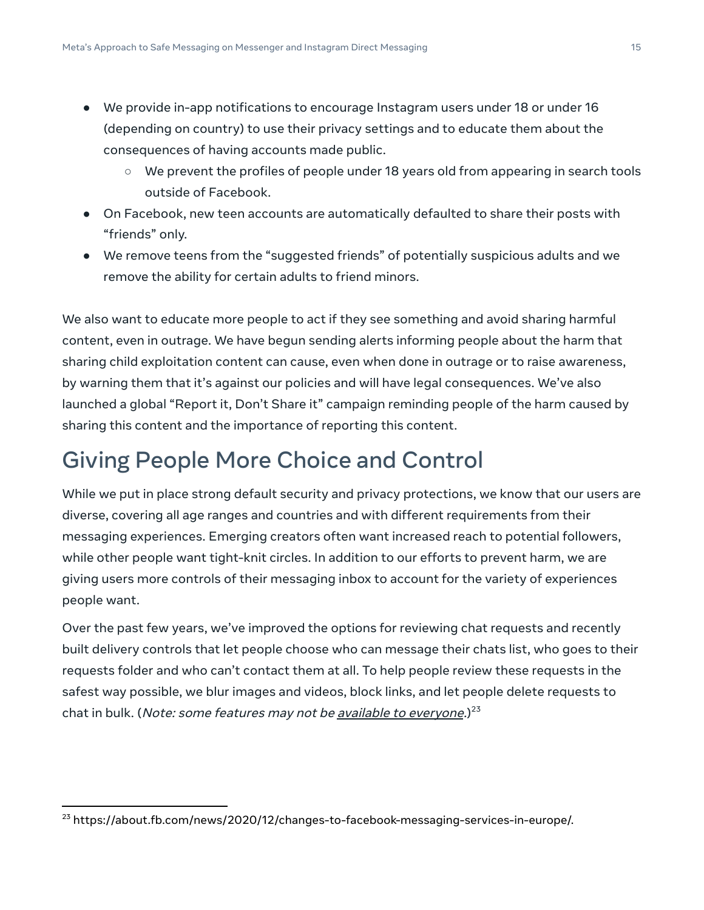- We provide in-app notifications to encourage Instagram users under 18 or under 16 (depending on country) to use their privacy settings and to educate them about the consequences of having accounts made public.
    - We prevent the profiles of people under 18 years old from appearing in search tools outside of Facebook.
- On Facebook, new teen accounts are automatically defaulted to share their posts with "friends" only.
- We remove teens from the "suggested friends" of potentially suspicious adults and we remove the ability for certain adults to friend minors.

We also want to educate more people to act if they see something and avoid sharing harmful content, even in outrage. We have begun sending alerts informing people about the harm that sharing child exploitation content can cause, even when done in outrage or to raise awareness, by warning them that it's against our policies and will have legal consequences. We've also launched a global "Report it, Don't Share it" campaign reminding people of the harm caused by sharing this content and the importance of reporting this content.

## Giving People More Choice and Control

While we put in place strong default security and privacy protections, we know that our users are diverse, covering all age ranges and countries and with different requirements from their messaging experiences. Emerging creators often want increased reach to potential followers, while other people want tight-knit circles. In addition to our efforts to prevent harm, we are giving users more controls of their messaging inbox to account for the variety of experiences people want.

Over the past few years, we've improved the options for reviewing chat requests and recently built delivery controls that let people choose who can message their chats list, who goes to their requests folder and who can't contact them at all. To help people review these requests in the safest way possible, we blur images and videos, block links, and let people delete requests to chat in bulk. (*Note: some features may not be available to everyone.*)[23]

[23] https://about.fb.com/news/2020/12/changes-to-facebook-messaging-services-in-europe/.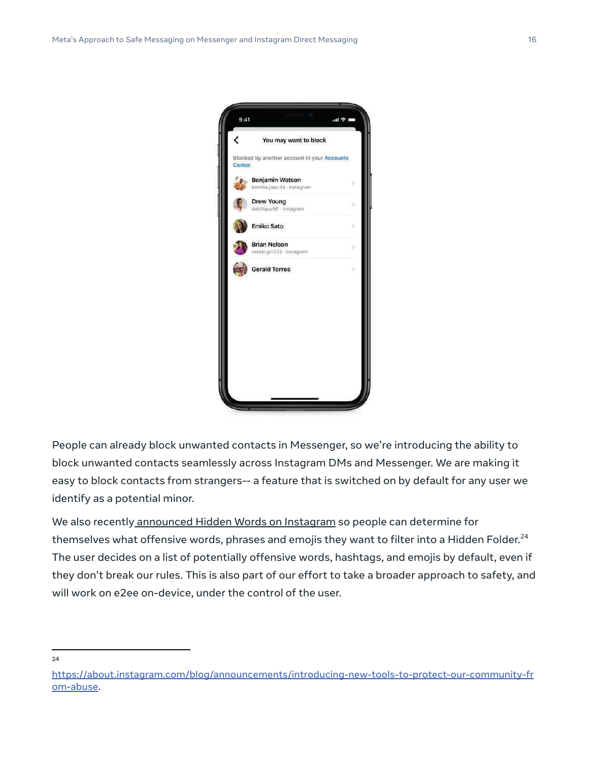People can already block unwanted contacts in Messenger, so we're introducing the ability to block unwanted contacts seamlessly across Instagram DMs and Messenger. We are making it easy to block contacts from strangers-- a feature that is switched on by default for any user we identify as a potential minor.

We also recently [announced Hidden Words on Instagram](https://about.instagram.com/blog/announcements/introducing-new-tools-to-protect-our-community-from-abuse) so people can determine for themselves what offensive words, phrases and emojis they want to filter into a Hidden Folder.[24] The user decides on a list of potentially offensive words, hashtags, and emojis by default, even if they don't break our rules. This is also part of our effort to take a broader approach to safety, and will work on e2ee on-device, under the control of the user.

---

24 [https://about.instagram.com/blog/announcements/introducing-new-tools-to-protect-our-community-from-abuse](https://about.instagram.com/blog/announcements/introducing-new-tools-to-protect-our-community-from-abuse).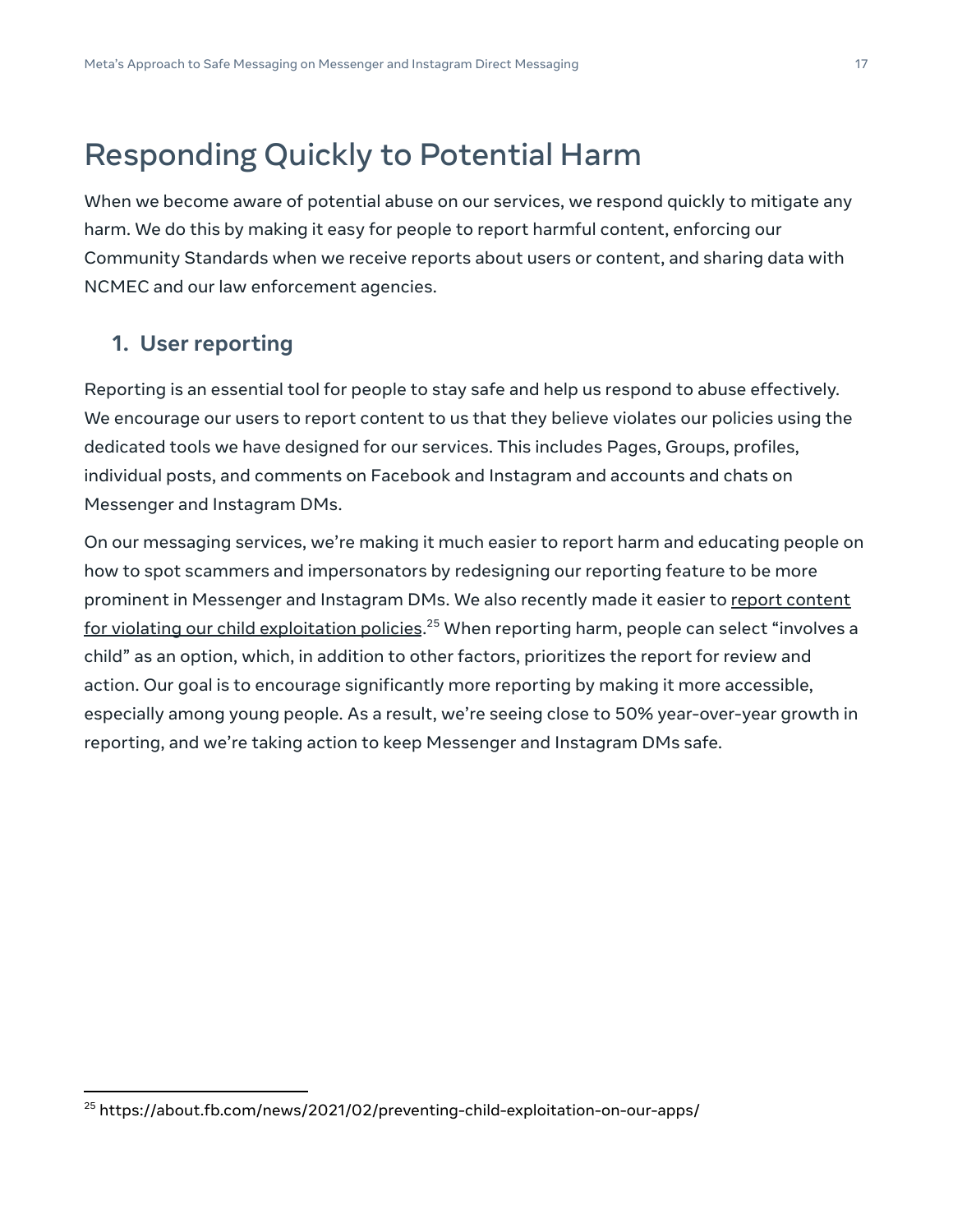# Responding Quickly to Potential Harm

When we become aware of potential abuse on our services, we respond quickly to mitigate any harm. We do this by making it easy for people to report harmful content, enforcing our Community Standards when we receive reports about users or content, and sharing data with NCMEC and our law enforcement agencies.

## 1. User reporting

Reporting is an essential tool for people to stay safe and help us respond to abuse effectively. We encourage our users to report content to us that they believe violates our policies using the dedicated tools we have designed for our services. This includes Pages, Groups, profiles, individual posts, and comments on Facebook and Instagram and accounts and chats on Messenger and Instagram DMs.

On our messaging services, we're making it much easier to report harm and educating people on how to spot scammers and impersonators by redesigning our reporting feature to be more prominent in Messenger and Instagram DMs. We also recently made it easier to report content for violating our child exploitation policies.[25] When reporting harm, people can select "involves a child" as an option, which, in addition to other factors, prioritizes the report for review and action. Our goal is to encourage significantly more reporting by making it more accessible, especially among young people. As a result, we're seeing close to 50% year-over-year growth in reporting, and we're taking action to keep Messenger and Instagram DMs safe.

---

[25] https://about.fb.com/news/2021/02/preventing-child-exploitation-on-our-apps/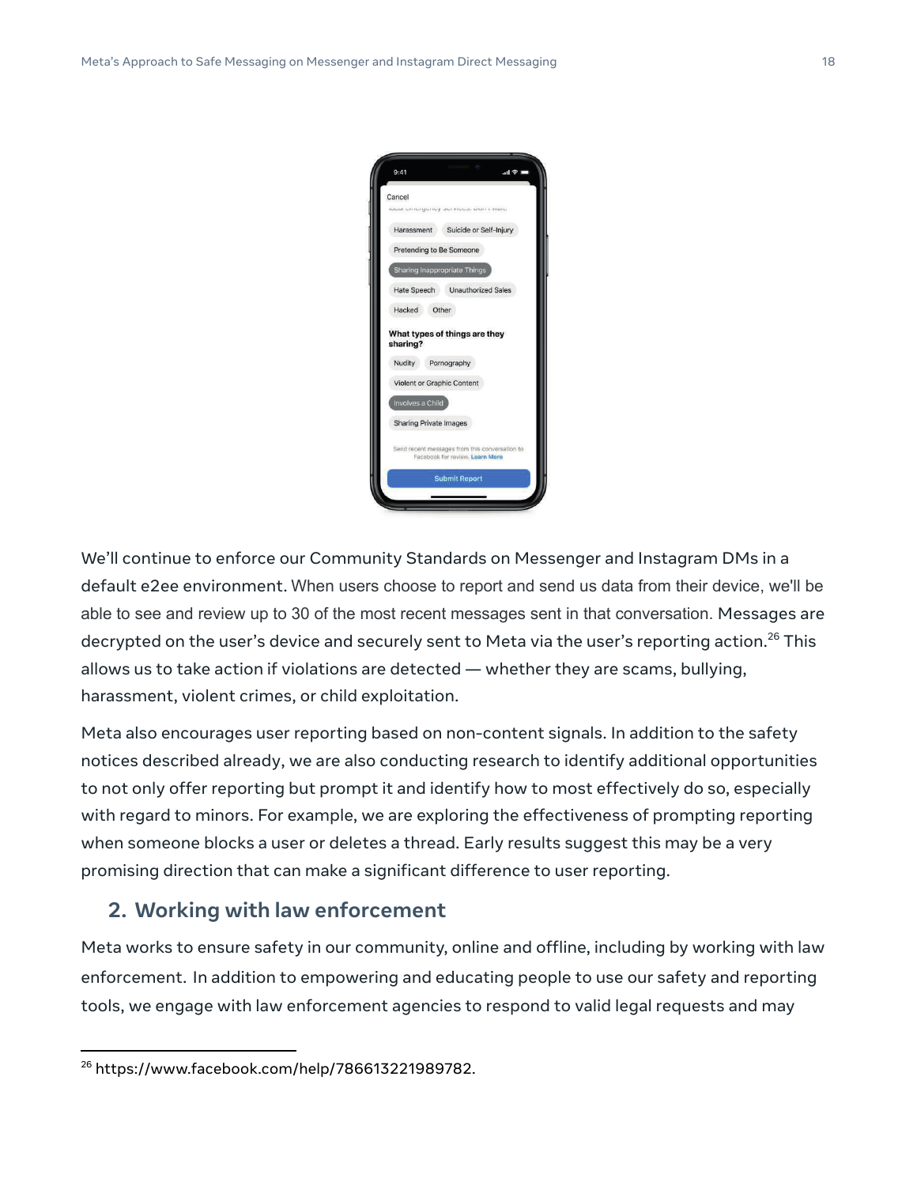We'll continue to enforce our Community Standards on Messenger and Instagram DMs in a default e2ee environment. When users choose to report and send us data from their device, we'll be able to see and review up to 30 of the most recent messages sent in that conversation. Messages are decrypted on the user's device and securely sent to Meta via the user's reporting action.[26] This allows us to take action if violations are detected — whether they are scams, bullying, harassment, violent crimes, or child exploitation.

Meta also encourages user reporting based on non-content signals. In addition to the safety notices described already, we are also conducting research to identify additional opportunities to not only offer reporting but prompt it and identify how to most effectively do so, especially with regard to minors. For example, we are exploring the effectiveness of prompting reporting when someone blocks a user or deletes a thread. Early results suggest this may be a very promising direction that can make a significant difference to user reporting.

## 2. Working with law enforcement

Meta works to ensure safety in our community, online and offline, including by working with law enforcement. In addition to empowering and educating people to use our safety and reporting tools, we engage with law enforcement agencies to respond to valid legal requests and may

[26] https://www.facebook.com/help/786613221989782.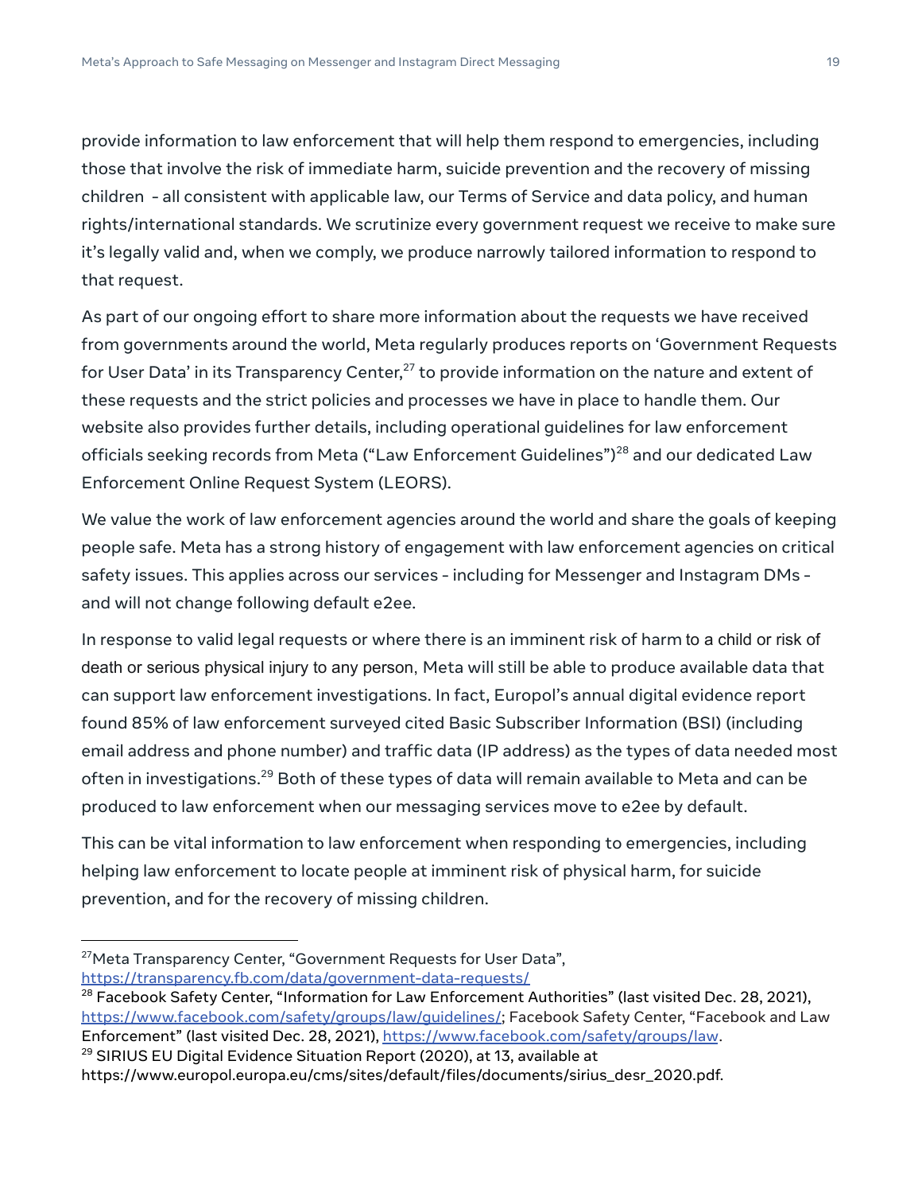provide information to law enforcement that will help them respond to emergencies, including those that involve the risk of immediate harm, suicide prevention and the recovery of missing children - all consistent with applicable law, our Terms of Service and data policy, and human rights/international standards. We scrutinize every government request we receive to make sure it's legally valid and, when we comply, we produce narrowly tailored information to respond to that request.

As part of our ongoing effort to share more information about the requests we have received from governments around the world, Meta regularly produces reports on 'Government Requests for User Data' in its Transparency Center,[27] to provide information on the nature and extent of these requests and the strict policies and processes we have in place to handle them. Our website also provides further details, including operational guidelines for law enforcement officials seeking records from Meta ("Law Enforcement Guidelines")[28] and our dedicated Law Enforcement Online Request System (LEORS).

We value the work of law enforcement agencies around the world and share the goals of keeping people safe. Meta has a strong history of engagement with law enforcement agencies on critical safety issues. This applies across our services - including for Messenger and Instagram DMs - and will not change following default e2ee.

In response to valid legal requests or where there is an imminent risk of harm to a child or risk of death or serious physical injury to any person, Meta will still be able to produce available data that can support law enforcement investigations. In fact, Europol's annual digital evidence report found 85% of law enforcement surveyed cited Basic Subscriber Information (BSI) (including email address and phone number) and traffic data (IP address) as the types of data needed most often in investigations.[29] Both of these types of data will remain available to Meta and can be produced to law enforcement when our messaging services move to e2ee by default.

This can be vital information to law enforcement when responding to emergencies, including helping law enforcement to locate people at imminent risk of physical harm, for suicide prevention, and for the recovery of missing children.

---

[27] Meta Transparency Center, "Government Requests for User Data", https://transparency.fb.com/data/government-data-requests/

[28] Facebook Safety Center, "Information for Law Enforcement Authorities" (last visited Dec. 28, 2021), https://www.facebook.com/safety/groups/law/guidelines/; Facebook Safety Center, "Facebook and Law Enforcement" (last visited Dec. 28, 2021), https://www.facebook.com/safety/groups/law.

[29] SIRIUS EU Digital Evidence Situation Report (2020), at 13, available at https://www.europol.europa.eu/cms/sites/default/files/documents/sirius_desr_2020.pdf.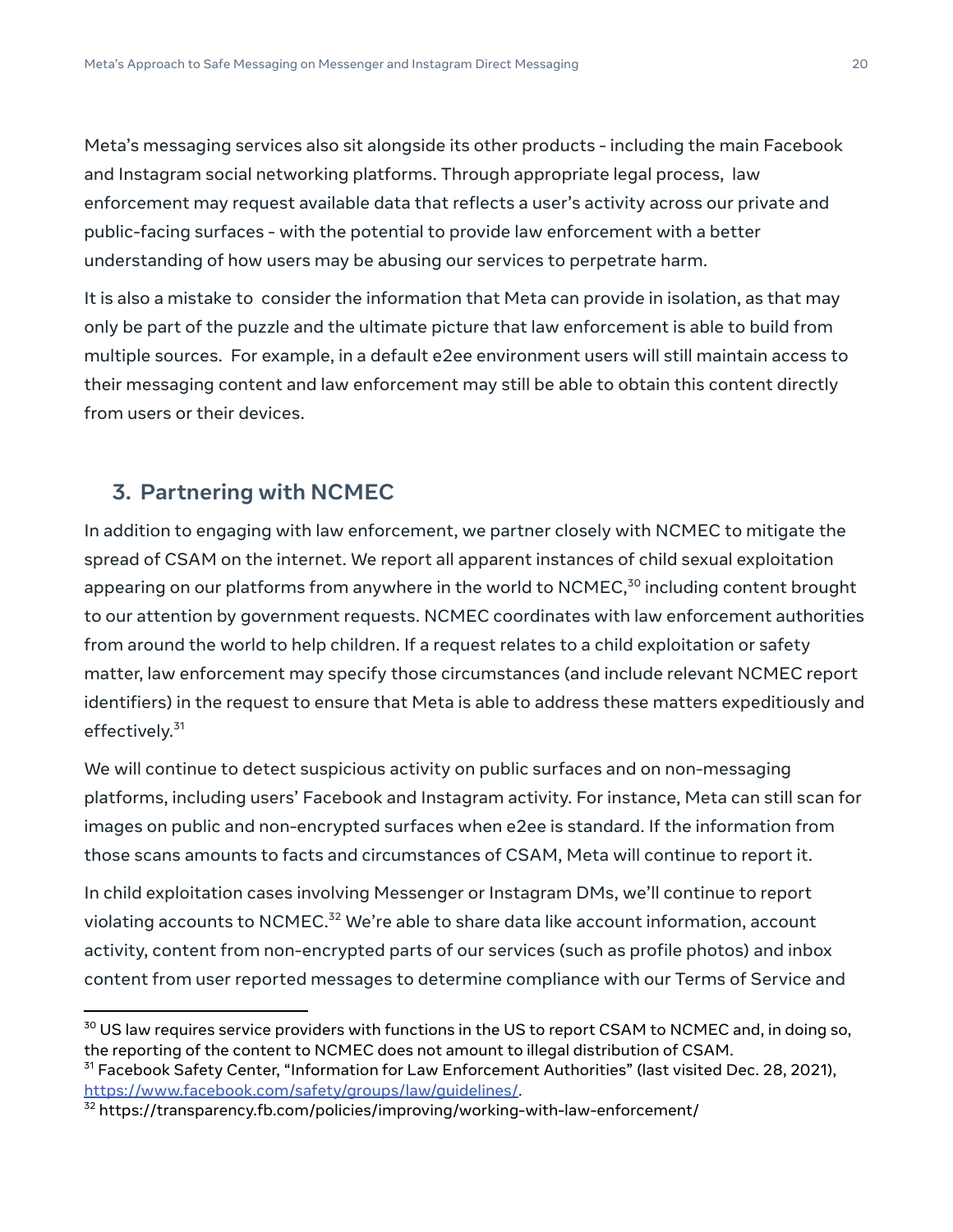Meta's messaging services also sit alongside its other products - including the main Facebook and Instagram social networking platforms. Through appropriate legal process, law enforcement may request available data that reflects a user's activity across our private and public-facing surfaces - with the potential to provide law enforcement with a better understanding of how users may be abusing our services to perpetrate harm.

It is also a mistake to consider the information that Meta can provide in isolation, as that may only be part of the puzzle and the ultimate picture that law enforcement is able to build from multiple sources. For example, in a default e2ee environment users will still maintain access to their messaging content and law enforcement may still be able to obtain this content directly from users or their devices.

## 3. Partnering with NCMEC

In addition to engaging with law enforcement, we partner closely with NCMEC to mitigate the spread of CSAM on the internet. We report all apparent instances of child sexual exploitation appearing on our platforms from anywhere in the world to NCMEC,[30] including content brought to our attention by government requests. NCMEC coordinates with law enforcement authorities from around the world to help children. If a request relates to a child exploitation or safety matter, law enforcement may specify those circumstances (and include relevant NCMEC report identifiers) in the request to ensure that Meta is able to address these matters expeditiously and effectively.[31]

We will continue to detect suspicious activity on public surfaces and on non-messaging platforms, including users' Facebook and Instagram activity. For instance, Meta can still scan for images on public and non-encrypted surfaces when e2ee is standard. If the information from those scans amounts to facts and circumstances of CSAM, Meta will continue to report it.

In child exploitation cases involving Messenger or Instagram DMs, we'll continue to report violating accounts to NCMEC.[32] We're able to share data like account information, account activity, content from non-encrypted parts of our services (such as profile photos) and inbox content from user reported messages to determine compliance with our Terms of Service and

---

[30] US law requires service providers with functions in the US to report CSAM to NCMEC and, in doing so, the reporting of the content to NCMEC does not amount to illegal distribution of CSAM.

[31] Facebook Safety Center, "Information for Law Enforcement Authorities" (last visited Dec. 28, 2021), https://www.facebook.com/safety/groups/law/guidelines/.

[32] https://transparency.fb.com/policies/improving/working-with-law-enforcement/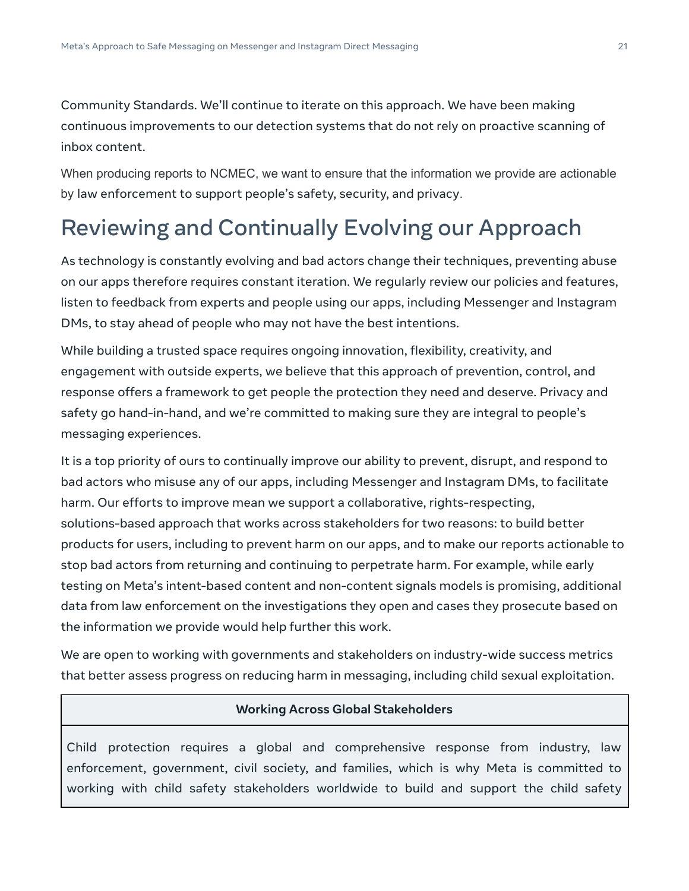Community Standards. We'll continue to iterate on this approach. We have been making continuous improvements to our detection systems that do not rely on proactive scanning of inbox content.

When producing reports to NCMEC, we want to ensure that the information we provide are actionable by law enforcement to support people's safety, security, and privacy.

# Reviewing and Continually Evolving our Approach

As technology is constantly evolving and bad actors change their techniques, preventing abuse on our apps therefore requires constant iteration. We regularly review our policies and features, listen to feedback from experts and people using our apps, including Messenger and Instagram DMs, to stay ahead of people who may not have the best intentions.

While building a trusted space requires ongoing innovation, flexibility, creativity, and engagement with outside experts, we believe that this approach of prevention, control, and response offers a framework to get people the protection they need and deserve. Privacy and safety go hand-in-hand, and we're committed to making sure they are integral to people's messaging experiences.

It is a top priority of ours to continually improve our ability to prevent, disrupt, and respond to bad actors who misuse any of our apps, including Messenger and Instagram DMs, to facilitate harm. Our efforts to improve mean we support a collaborative, rights-respecting, solutions-based approach that works across stakeholders for two reasons: to build better products for users, including to prevent harm on our apps, and to make our reports actionable to stop bad actors from returning and continuing to perpetrate harm. For example, while early testing on Meta's intent-based content and non-content signals models is promising, additional data from law enforcement on the investigations they open and cases they prosecute based on the information we provide would help further this work.

We are open to working with governments and stakeholders on industry-wide success metrics that better assess progress on reducing harm in messaging, including child sexual exploitation.

| **Working Across Global Stakeholders** |
| --- |
| Child protection requires a global and comprehensive response from industry, law enforcement, government, civil society, and families, which is why Meta is committed to working with child safety stakeholders worldwide to build and support the child safety |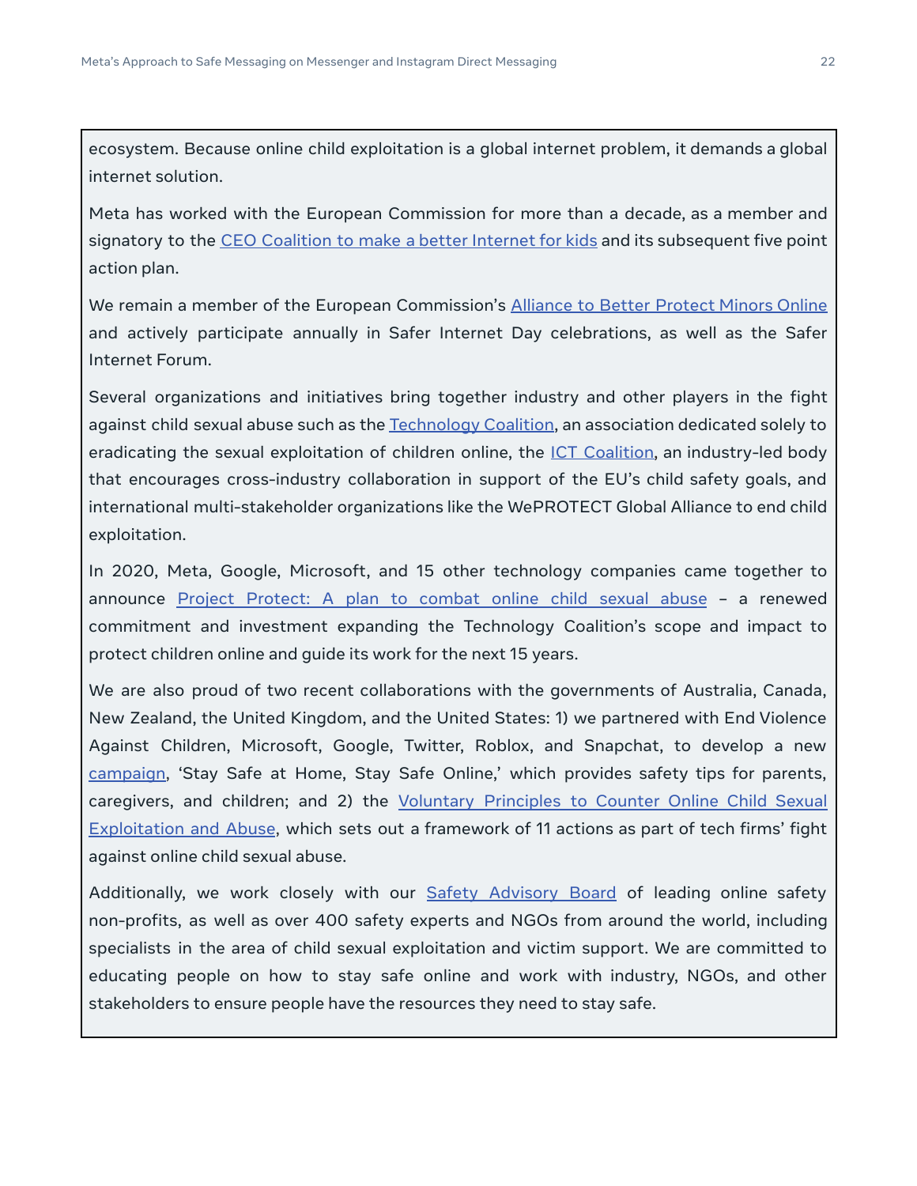ecosystem. Because online child exploitation is a global internet problem, it demands a global internet solution.

Meta has worked with the European Commission for more than a decade, as a member and signatory to the CEO Coalition to make a better Internet for kids and its subsequent five point action plan.

We remain a member of the European Commission's Alliance to Better Protect Minors Online and actively participate annually in Safer Internet Day celebrations, as well as the Safer Internet Forum.

Several organizations and initiatives bring together industry and other players in the fight against child sexual abuse such as the Technology Coalition, an association dedicated solely to eradicating the sexual exploitation of children online, the ICT Coalition, an industry-led body that encourages cross-industry collaboration in support of the EU's child safety goals, and international multi-stakeholder organizations like the WePROTECT Global Alliance to end child exploitation.

In 2020, Meta, Google, Microsoft, and 15 other technology companies came together to announce Project Protect: A plan to combat online child sexual abuse – a renewed commitment and investment expanding the Technology Coalition's scope and impact to protect children online and guide its work for the next 15 years.

We are also proud of two recent collaborations with the governments of Australia, Canada, New Zealand, the United Kingdom, and the United States: 1) we partnered with End Violence Against Children, Microsoft, Google, Twitter, Roblox, and Snapchat, to develop a new campaign, 'Stay Safe at Home, Stay Safe Online,' which provides safety tips for parents, caregivers, and children; and 2) the Voluntary Principles to Counter Online Child Sexual Exploitation and Abuse, which sets out a framework of 11 actions as part of tech firms' fight against online child sexual abuse.

Additionally, we work closely with our Safety Advisory Board of leading online safety non-profits, as well as over 400 safety experts and NGOs from around the world, including specialists in the area of child sexual exploitation and victim support. We are committed to educating people on how to stay safe online and work with industry, NGOs, and other stakeholders to ensure people have the resources they need to stay safe.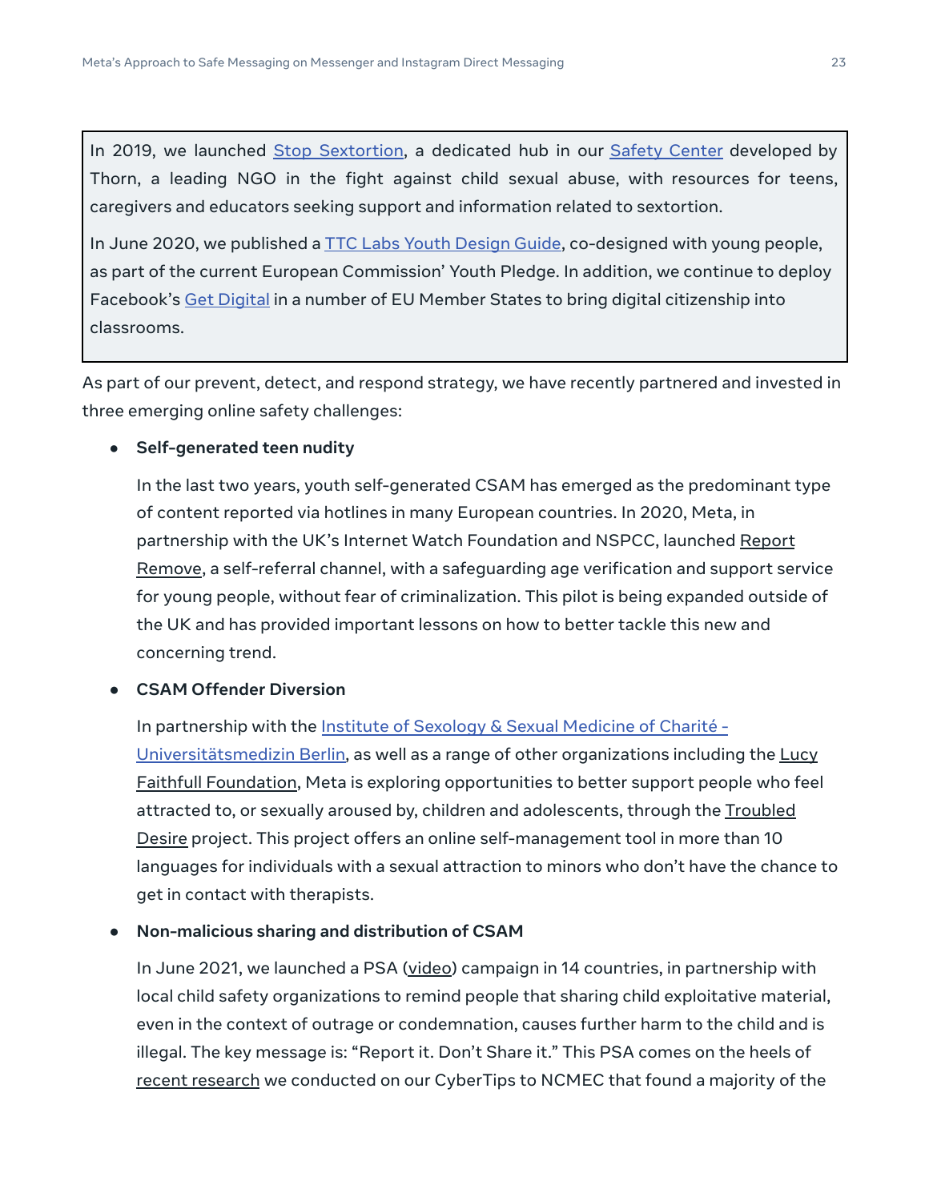> In 2019, we launched Stop Sextortion, a dedicated hub in our Safety Center developed by Thorn, a leading NGO in the fight against child sexual abuse, with resources for teens, caregivers and educators seeking support and information related to sextortion.
>
> In June 2020, we published a TTC Labs Youth Design Guide, co-designed with young people, as part of the current European Commission' Youth Pledge. In addition, we continue to deploy Facebook's Get Digital in a number of EU Member States to bring digital citizenship into classrooms.

As part of our prevent, detect, and respond strategy, we have recently partnered and invested in three emerging online safety challenges:

- **Self-generated teen nudity**

  In the last two years, youth self-generated CSAM has emerged as the predominant type of content reported via hotlines in many European countries. In 2020, Meta, in partnership with the UK's Internet Watch Foundation and NSPCC, launched Report Remove, a self-referral channel, with a safeguarding age verification and support service for young people, without fear of criminalization. This pilot is being expanded outside of the UK and has provided important lessons on how to better tackle this new and concerning trend.

- **CSAM Offender Diversion**

  In partnership with the Institute of Sexology & Sexual Medicine of Charité - Universitätsmedizin Berlin, as well as a range of other organizations including the Lucy Faithfull Foundation, Meta is exploring opportunities to better support people who feel attracted to, or sexually aroused by, children and adolescents, through the Troubled Desire project. This project offers an online self-management tool in more than 10 languages for individuals with a sexual attraction to minors who don't have the chance to get in contact with therapists.

- **Non-malicious sharing and distribution of CSAM**

  In June 2021, we launched a PSA (video) campaign in 14 countries, in partnership with local child safety organizations to remind people that sharing child exploitative material, even in the context of outrage or condemnation, causes further harm to the child and is illegal. The key message is: "Report it. Don't Share it." This PSA comes on the heels of recent research we conducted on our CyberTips to NCMEC that found a majority of the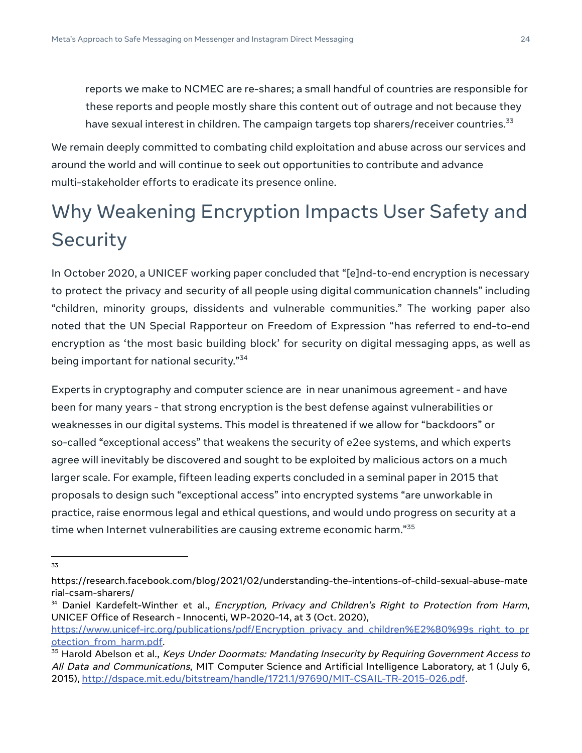reports we make to NCMEC are re-shares; a small handful of countries are responsible for these reports and people mostly share this content out of outrage and not because they have sexual interest in children. The campaign targets top sharers/receiver countries.[33]

We remain deeply committed to combating child exploitation and abuse across our services and around the world and will continue to seek out opportunities to contribute and advance multi-stakeholder efforts to eradicate its presence online.

# Why Weakening Encryption Impacts User Safety and Security

In October 2020, a UNICEF working paper concluded that "[e]nd-to-end encryption is necessary to protect the privacy and security of all people using digital communication channels" including "children, minority groups, dissidents and vulnerable communities." The working paper also noted that the UN Special Rapporteur on Freedom of Expression "has referred to end-to-end encryption as 'the most basic building block' for security on digital messaging apps, as well as being important for national security."[34]

Experts in cryptography and computer science are in near unanimous agreement - and have been for many years - that strong encryption is the best defense against vulnerabilities or weaknesses in our digital systems. This model is threatened if we allow for "backdoors" or so-called "exceptional access" that weakens the security of e2ee systems, and which experts agree will inevitably be discovered and sought to be exploited by malicious actors on a much larger scale. For example, fifteen leading experts concluded in a seminal paper in 2015 that proposals to design such "exceptional access" into encrypted systems "are unworkable in practice, raise enormous legal and ethical questions, and would undo progress on security at a time when Internet vulnerabilities are causing extreme economic harm."[35]

---

[33] https://research.facebook.com/blog/2021/02/understanding-the-intentions-of-child-sexual-abuse-material-csam-sharers/

[34] Daniel Kardefelt-Winther et al., *Encryption, Privacy and Children's Right to Protection from Harm*, UNICEF Office of Research - Innocenti, WP-2020-14, at 3 (Oct. 2020), https://www.unicef-irc.org/publications/pdf/Encryption_privacy_and_children%E2%80%99s_right_to_protection_from_harm.pdf.

[35] Harold Abelson et al., *Keys Under Doormats: Mandating Insecurity by Requiring Government Access to All Data and Communications*, MIT Computer Science and Artificial Intelligence Laboratory, at 1 (July 6, 2015), http://dspace.mit.edu/bitstream/handle/1721.1/97690/MIT-CSAIL-TR-2015-026.pdf.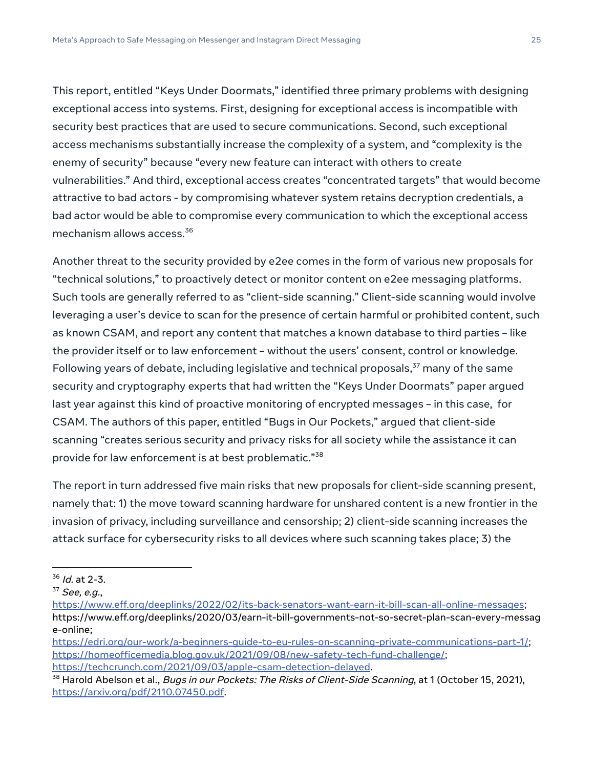This report, entitled "Keys Under Doormats," identified three primary problems with designing exceptional access into systems. First, designing for exceptional access is incompatible with security best practices that are used to secure communications. Second, such exceptional access mechanisms substantially increase the complexity of a system, and "complexity is the enemy of security" because "every new feature can interact with others to create vulnerabilities." And third, exceptional access creates "concentrated targets" that would become attractive to bad actors - by compromising whatever system retains decryption credentials, a bad actor would be able to compromise every communication to which the exceptional access mechanism allows access.[36]

Another threat to the security provided by e2ee comes in the form of various new proposals for "technical solutions," to proactively detect or monitor content on e2ee messaging platforms. Such tools are generally referred to as "client-side scanning." Client-side scanning would involve leveraging a user's device to scan for the presence of certain harmful or prohibited content, such as known CSAM, and report any content that matches a known database to third parties – like the provider itself or to law enforcement – without the users' consent, control or knowledge. Following years of debate, including legislative and technical proposals,[37] many of the same security and cryptography experts that had written the "Keys Under Doormats" paper argued last year against this kind of proactive monitoring of encrypted messages – in this case, for CSAM. The authors of this paper, entitled "Bugs in Our Pockets," argued that client-side scanning "creates serious security and privacy risks for all society while the assistance it can provide for law enforcement is at best problematic."[38]

The report in turn addressed five main risks that new proposals for client-side scanning present, namely that: 1) the move toward scanning hardware for unshared content is a new frontier in the invasion of privacy, including surveillance and censorship; 2) client-side scanning increases the attack surface for cybersecurity risks to all devices where such scanning takes place; 3) the

---

[36] *Id.* at 2-3.

[37] *See, e.g.*, https://www.eff.org/deeplinks/2022/02/its-back-senators-want-earn-it-bill-scan-all-online-messages; https://www.eff.org/deeplinks/2020/03/earn-it-bill-governments-not-so-secret-plan-scan-every-message-online; https://edri.org/our-work/a-beginners-guide-to-eu-rules-on-scanning-private-communications-part-1/; https://homeofficemedia.blog.gov.uk/2021/09/08/new-safety-tech-fund-challenge/; https://techcrunch.com/2021/09/03/apple-csam-detection-delayed.

[38] Harold Abelson et al., *Bugs in our Pockets: The Risks of Client-Side Scanning*, at 1 (October 15, 2021), https://arxiv.org/pdf/2110.07450.pdf.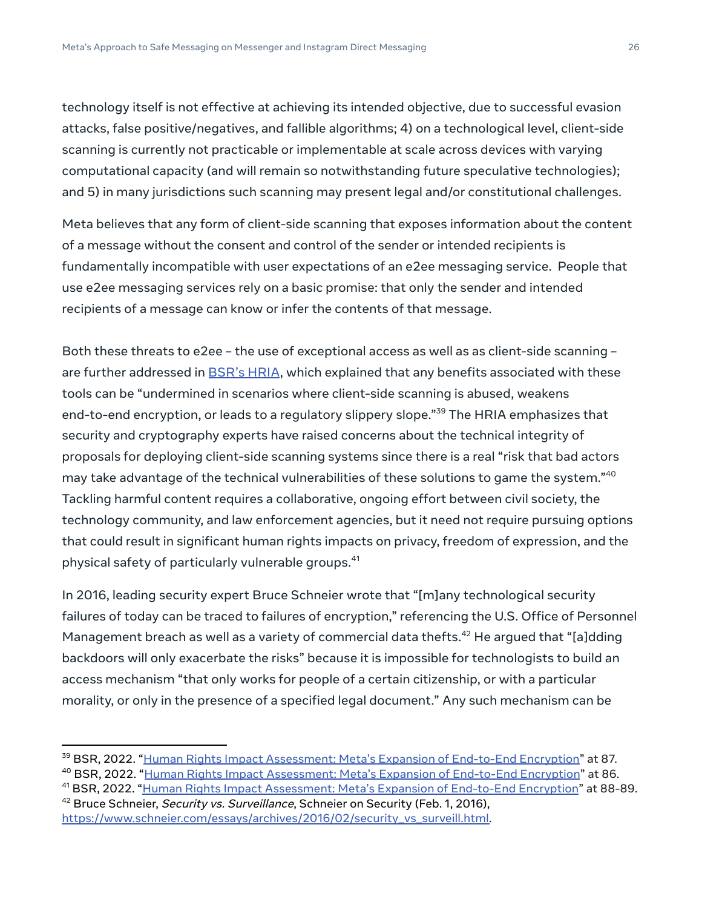technology itself is not effective at achieving its intended objective, due to successful evasion attacks, false positive/negatives, and fallible algorithms; 4) on a technological level, client-side scanning is currently not practicable or implementable at scale across devices with varying computational capacity (and will remain so notwithstanding future speculative technologies); and 5) in many jurisdictions such scanning may present legal and/or constitutional challenges.

Meta believes that any form of client-side scanning that exposes information about the content of a message without the consent and control of the sender or intended recipients is fundamentally incompatible with user expectations of an e2ee messaging service. People that use e2ee messaging services rely on a basic promise: that only the sender and intended recipients of a message can know or infer the contents of that message.

Both these threats to e2ee – the use of exceptional access as well as as client-side scanning – are further addressed in [BSR's HRIA](), which explained that any benefits associated with these tools can be "undermined in scenarios where client-side scanning is abused, weakens end-to-end encryption, or leads to a regulatory slippery slope."[39] The HRIA emphasizes that security and cryptography experts have raised concerns about the technical integrity of proposals for deploying client-side scanning systems since there is a real "risk that bad actors may take advantage of the technical vulnerabilities of these solutions to game the system."[40] Tackling harmful content requires a collaborative, ongoing effort between civil society, the technology community, and law enforcement agencies, but it need not require pursuing options that could result in significant human rights impacts on privacy, freedom of expression, and the physical safety of particularly vulnerable groups.[41]

In 2016, leading security expert Bruce Schneier wrote that "[m]any technological security failures of today can be traced to failures of encryption," referencing the U.S. Office of Personnel Management breach as well as a variety of commercial data thefts.[42] He argued that "[a]dding backdoors will only exacerbate the risks" because it is impossible for technologists to build an access mechanism "that only works for people of a certain citizenship, or with a particular morality, or only in the presence of a specified legal document." Any such mechanism can be

---

[39] BSR, 2022. "Human Rights Impact Assessment: Meta's Expansion of End-to-End Encryption" at 87.
[40] BSR, 2022. "Human Rights Impact Assessment: Meta's Expansion of End-to-End Encryption" at 86.
[41] BSR, 2022. "Human Rights Impact Assessment: Meta's Expansion of End-to-End Encryption" at 88-89.
[42] Bruce Schneier, *Security vs. Surveillance*, Schneier on Security (Feb. 1, 2016), https://www.schneier.com/essays/archives/2016/02/security_vs_surveill.html.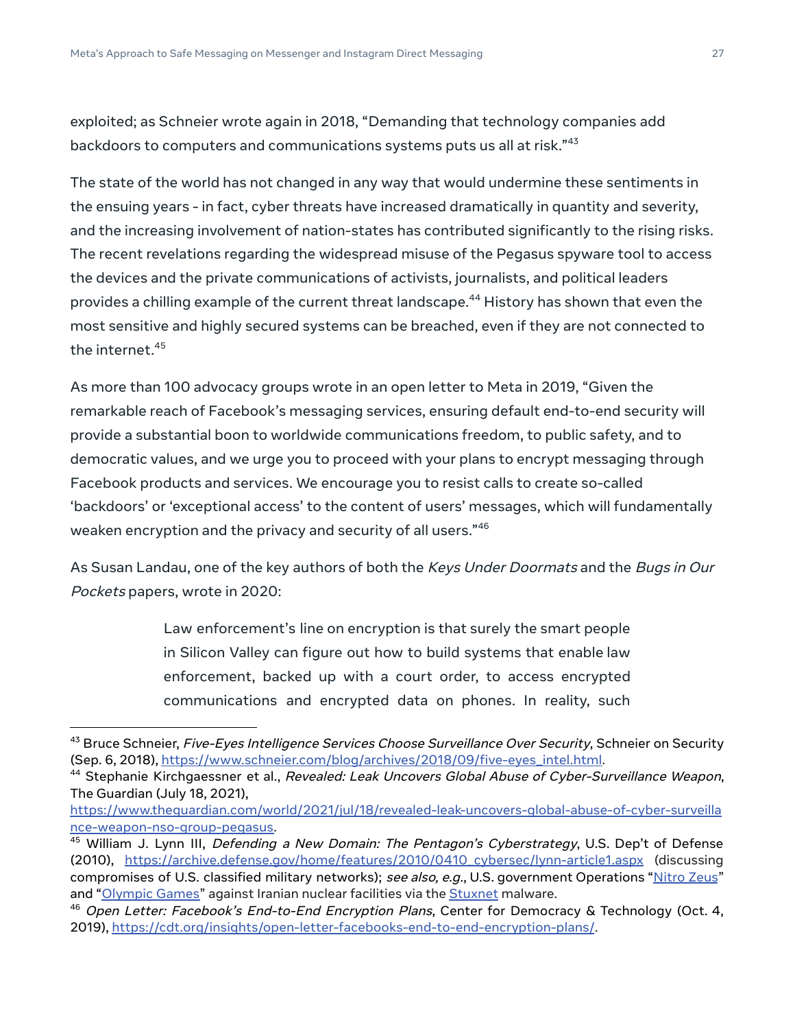exploited; as Schneier wrote again in 2018, “Demanding that technology companies add backdoors to computers and communications systems puts us all at risk.”[43]

The state of the world has not changed in any way that would undermine these sentiments in the ensuing years - in fact, cyber threats have increased dramatically in quantity and severity, and the increasing involvement of nation-states has contributed significantly to the rising risks. The recent revelations regarding the widespread misuse of the Pegasus spyware tool to access the devices and the private communications of activists, journalists, and political leaders provides a chilling example of the current threat landscape.[44] History has shown that even the most sensitive and highly secured systems can be breached, even if they are not connected to the internet.[45]

As more than 100 advocacy groups wrote in an open letter to Meta in 2019, “Given the remarkable reach of Facebook’s messaging services, ensuring default end-to-end security will provide a substantial boon to worldwide communications freedom, to public safety, and to democratic values, and we urge you to proceed with your plans to encrypt messaging through Facebook products and services. We encourage you to resist calls to create so-called ‘backdoors’ or ‘exceptional access’ to the content of users’ messages, which will fundamentally weaken encryption and the privacy and security of all users.”[46]

As Susan Landau, one of the key authors of both the *Keys Under Doormats* and the *Bugs in Our Pockets* papers, wrote in 2020:

> Law enforcement’s line on encryption is that surely the smart people in Silicon Valley can figure out how to build systems that enable law enforcement, backed up with a court order, to access encrypted communications and encrypted data on phones. In reality, such

---

[43] Bruce Schneier, *Five-Eyes Intelligence Services Choose Surveillance Over Security*, Schneier on Security (Sep. 6, 2018), https://www.schneier.com/blog/archives/2018/09/five-eyes_intel.html.

[44] Stephanie Kirchgaessner et al., *Revealed: Leak Uncovers Global Abuse of Cyber-Surveillance Weapon*, The Guardian (July 18, 2021), https://www.theguardian.com/world/2021/jul/18/revealed-leak-uncovers-global-abuse-of-cyber-surveillance-weapon-nso-group-pegasus.

[45] William J. Lynn III, *Defending a New Domain: The Pentagon’s Cyberstrategy*, U.S. Dep’t of Defense (2010), https://archive.defense.gov/home/features/2010/0410_cybersec/lynn-article1.aspx (discussing compromises of U.S. classified military networks); *see also, e.g.*, U.S. government Operations “Nitro Zeus” and “Olympic Games” against Iranian nuclear facilities via the Stuxnet malware.

[46] *Open Letter: Facebook’s End-to-End Encryption Plans*, Center for Democracy & Technology (Oct. 4, 2019), https://cdt.org/insights/open-letter-facebooks-end-to-end-encryption-plans/.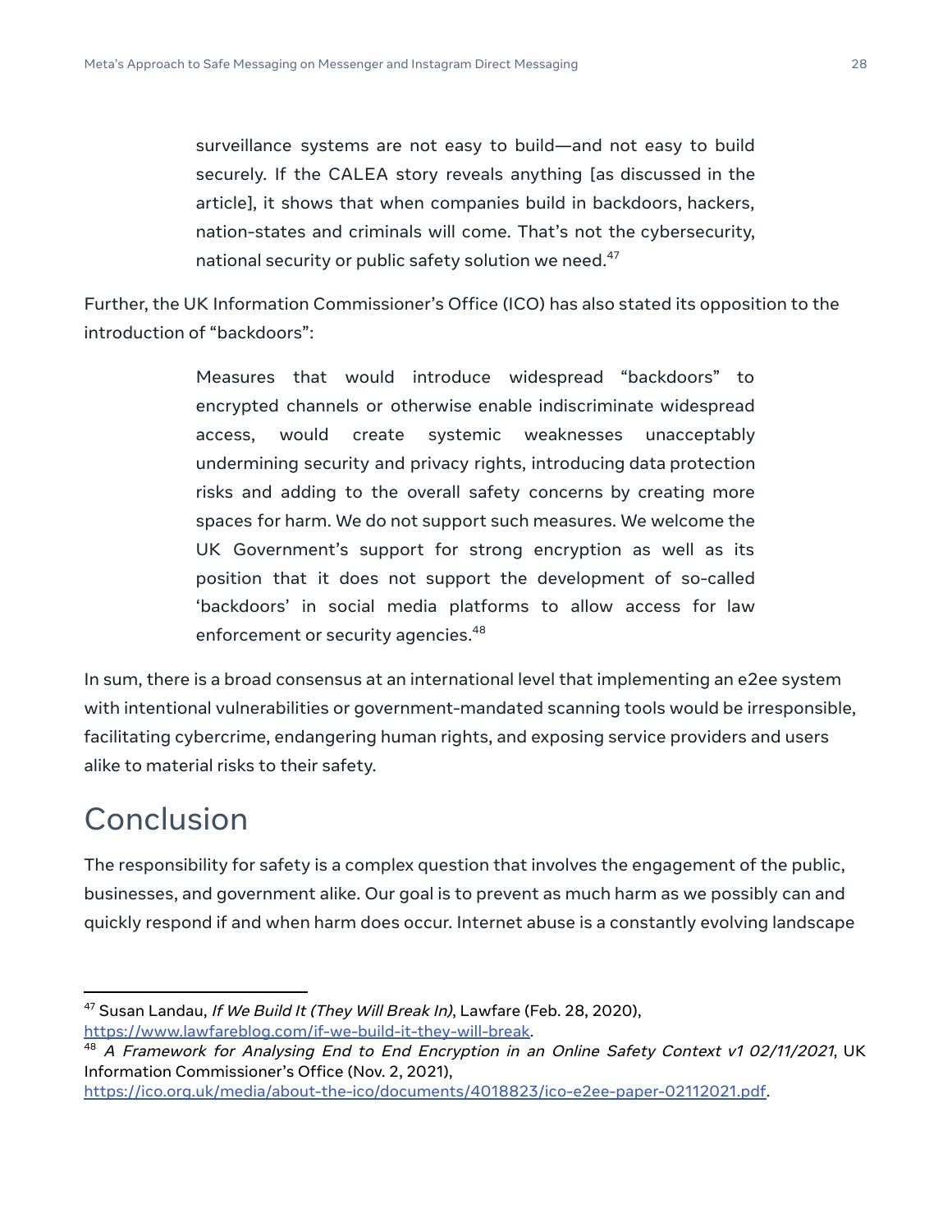> surveillance systems are not easy to build—and not easy to build securely. If the CALEA story reveals anything [as discussed in the article], it shows that when companies build in backdoors, hackers, nation-states and criminals will come. That's not the cybersecurity, national security or public safety solution we need.[47]

Further, the UK Information Commissioner's Office (ICO) has also stated its opposition to the introduction of "backdoors":

> Measures that would introduce widespread "backdoors" to encrypted channels or otherwise enable indiscriminate widespread access, would create systemic weaknesses unacceptably undermining security and privacy rights, introducing data protection risks and adding to the overall safety concerns by creating more spaces for harm. We do not support such measures. We welcome the UK Government's support for strong encryption as well as its position that it does not support the development of so-called 'backdoors' in social media platforms to allow access for law enforcement or security agencies.[48]

In sum, there is a broad consensus at an international level that implementing an e2ee system with intentional vulnerabilities or government-mandated scanning tools would be irresponsible, facilitating cybercrime, endangering human rights, and exposing service providers and users alike to material risks to their safety.

# Conclusion

The responsibility for safety is a complex question that involves the engagement of the public, businesses, and government alike. Our goal is to prevent as much harm as we possibly can and quickly respond if and when harm does occur. Internet abuse is a constantly evolving landscape

---

[47] Susan Landau, *If We Build It (They Will Break In)*, Lawfare (Feb. 28, 2020), https://www.lawfareblog.com/if-we-build-it-they-will-break.

[48] *A Framework for Analysing End to End Encryption in an Online Safety Context v1 02/11/2021*, UK Information Commissioner's Office (Nov. 2, 2021), https://ico.org.uk/media/about-the-ico/documents/4018823/ico-e2ee-paper-02112021.pdf.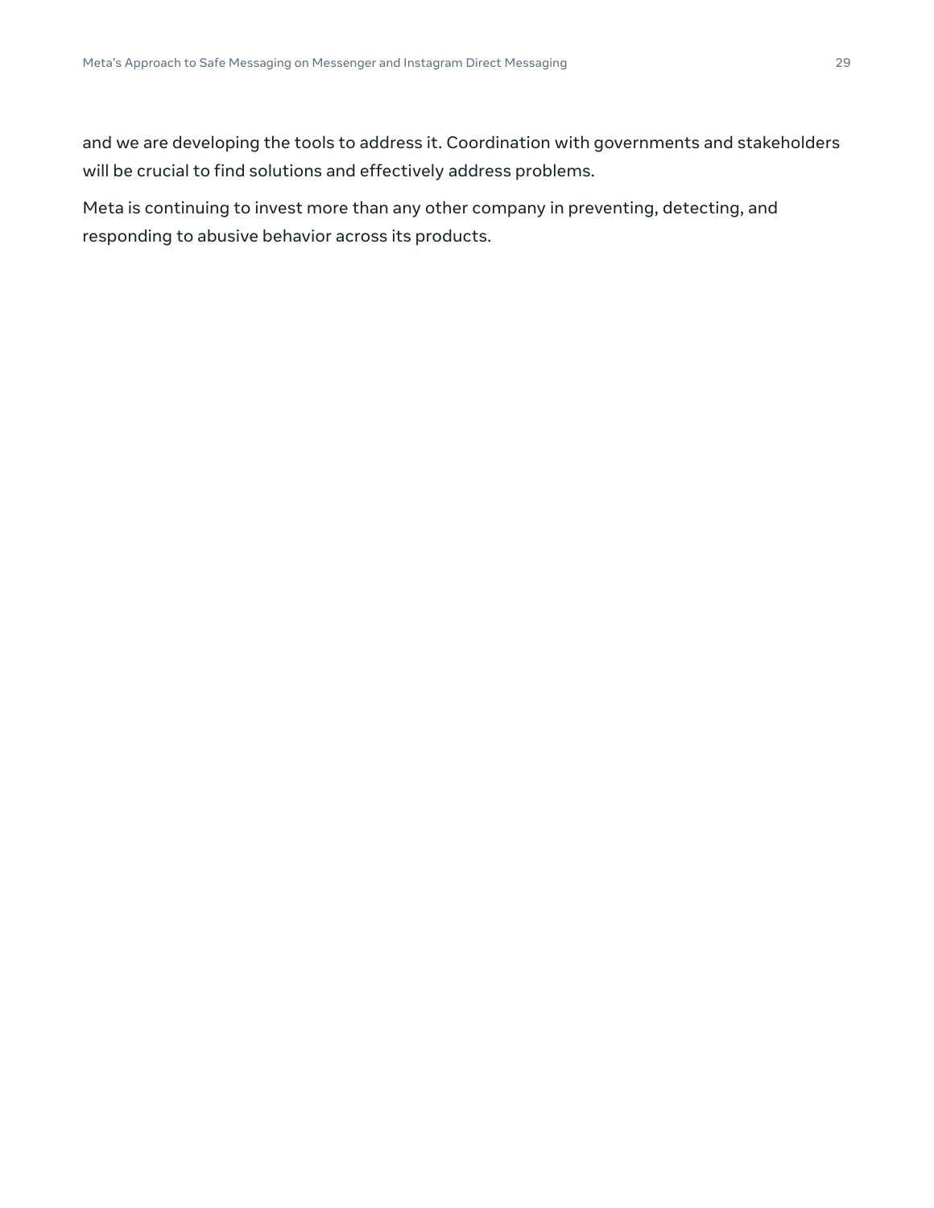and we are developing the tools to address it. Coordination with governments and stakeholders will be crucial to find solutions and effectively address problems.

Meta is continuing to invest more than any other company in preventing, detecting, and responding to abusive behavior across its products.